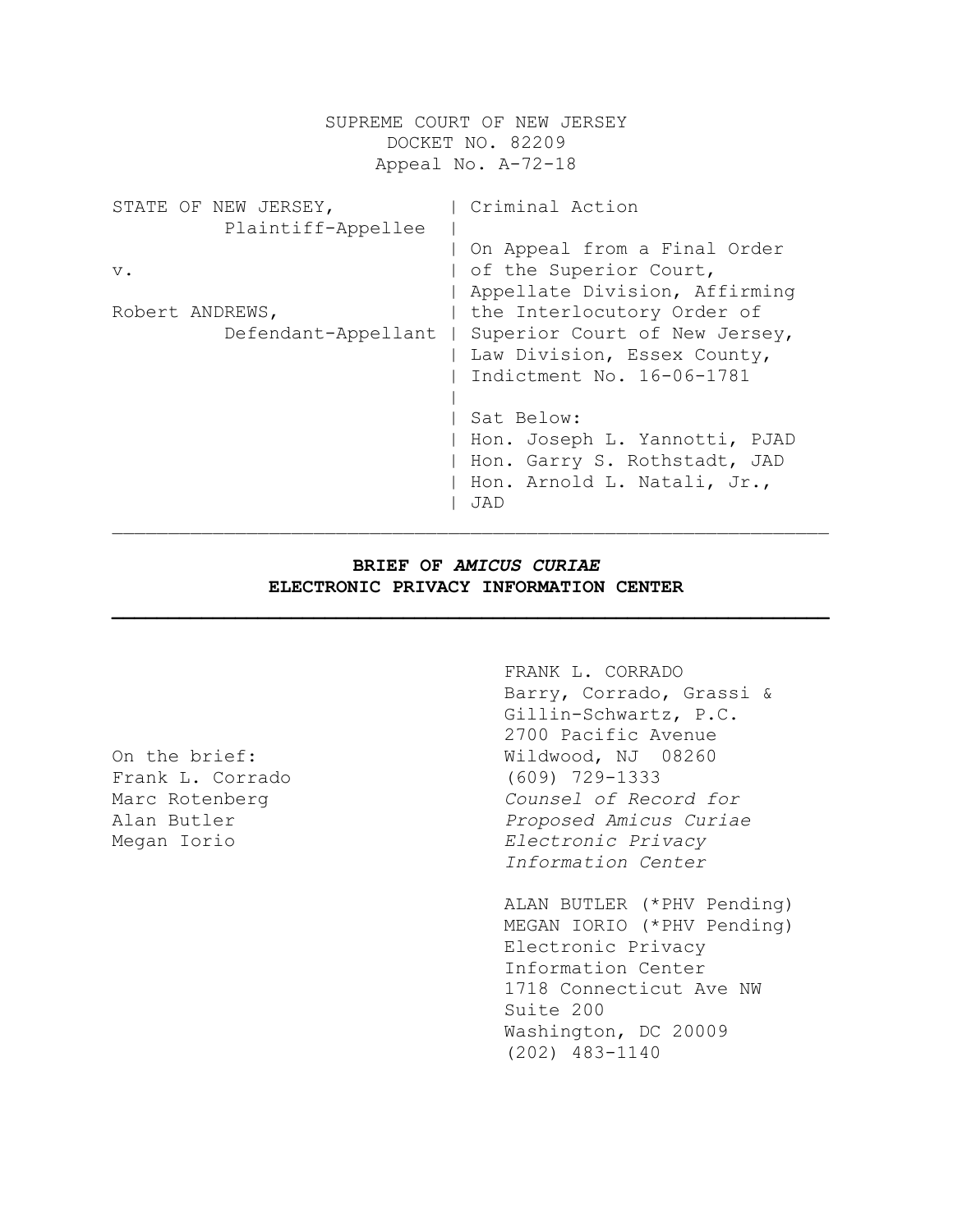SUPREME COURT OF NEW JERSEY
DOCKET NO. 82209
Appeal No. A-72-18

| | |
|---|---|
| STATE OF NEW JERSEY,<br>Plaintiff-Appellee | Criminal Action |
| v. | On Appeal from a Final Order of the Superior Court, Appellate Division, Affirming the Interlocutory Order of Superior Court of New Jersey, Law Division, Essex County, Indictment No. 16-06-1781 |
| Robert ANDREWS,<br>Defendant-Appellant | Sat Below:<br>Hon. Joseph L. Yannotti, PJAD<br>Hon. Garry S. Rothstadt, JAD<br>Hon. Arnold L. Natali, Jr., JAD |

---

**BRIEF OF *AMICUS CURIAE***
**ELECTRONIC PRIVACY INFORMATION CENTER**

---

On the brief:
Frank L. Corrado
Marc Rotenberg
Alan Butler
Megan Iorio

FRANK L. CORRADO
Barry, Corrado, Grassi & Gillin-Schwartz, P.C.
2700 Pacific Avenue
Wildwood, NJ 08260
(609) 729-1333
*Counsel of Record for Proposed Amicus Curiae Electronic Privacy Information Center*

ALAN BUTLER (*PHV Pending)
MEGAN IORIO (*PHV Pending)
Electronic Privacy Information Center
1718 Connecticut Ave NW
Suite 200
Washington, DC 20009
(202) 483-1140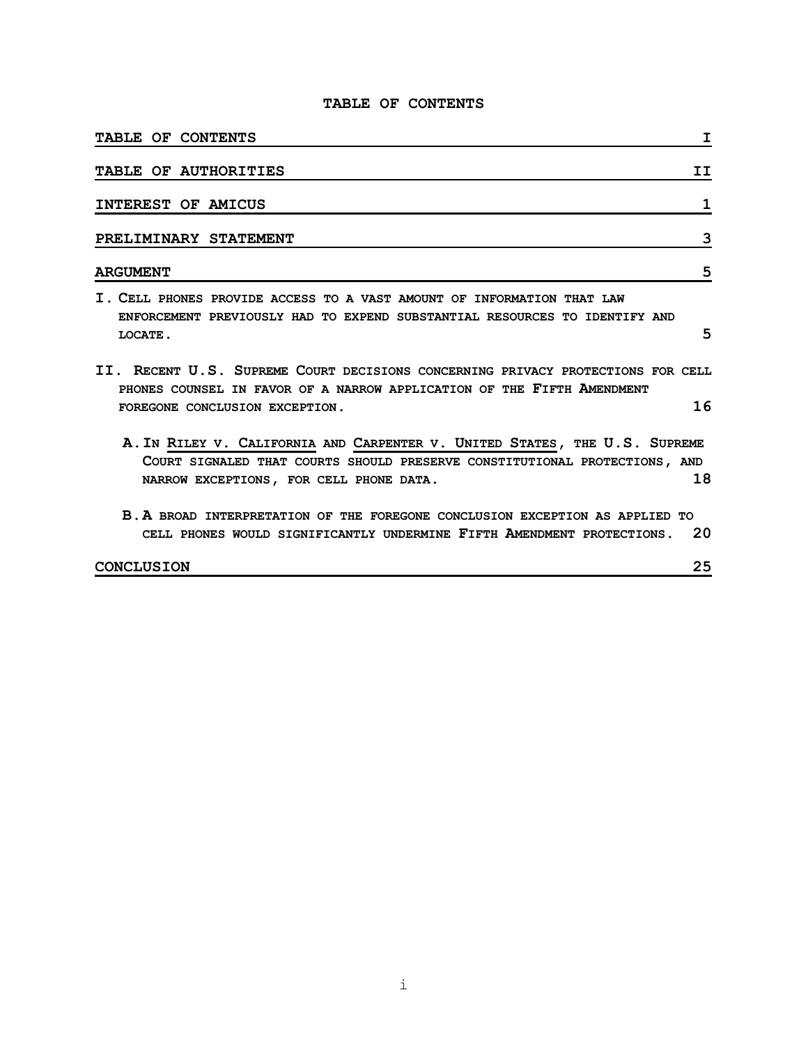# TABLE OF CONTENTS

| | |
|---|---|
| **TABLE OF CONTENTS** | **I** |
| **TABLE OF AUTHORITIES** | **II** |
| **INTEREST OF AMICUS** | **1** |
| **PRELIMINARY STATEMENT** | **3** |
| **ARGUMENT** | **5** |
| **I. CELL PHONES PROVIDE ACCESS TO A VAST AMOUNT OF INFORMATION THAT LAW ENFORCEMENT PREVIOUSLY HAD TO EXPEND SUBSTANTIAL RESOURCES TO IDENTIFY AND LOCATE.** | **5** |
| **II. RECENT U.S. SUPREME COURT DECISIONS CONCERNING PRIVACY PROTECTIONS FOR CELL PHONES COUNSEL IN FAVOR OF A NARROW APPLICATION OF THE FIFTH AMENDMENT FOREGONE CONCLUSION EXCEPTION.** | **16** |
| **A. IN RILEY V. CALIFORNIA AND CARPENTER V. UNITED STATES, THE U.S. SUPREME COURT SIGNALED THAT COURTS SHOULD PRESERVE CONSTITUTIONAL PROTECTIONS, AND NARROW EXCEPTIONS, FOR CELL PHONE DATA.** | **18** |
| **B. A BROAD INTERPRETATION OF THE FOREGONE CONCLUSION EXCEPTION AS APPLIED TO CELL PHONES WOULD SIGNIFICANTLY UNDERMINE FIFTH AMENDMENT PROTECTIONS.** | **20** |
| **CONCLUSION** | **25** |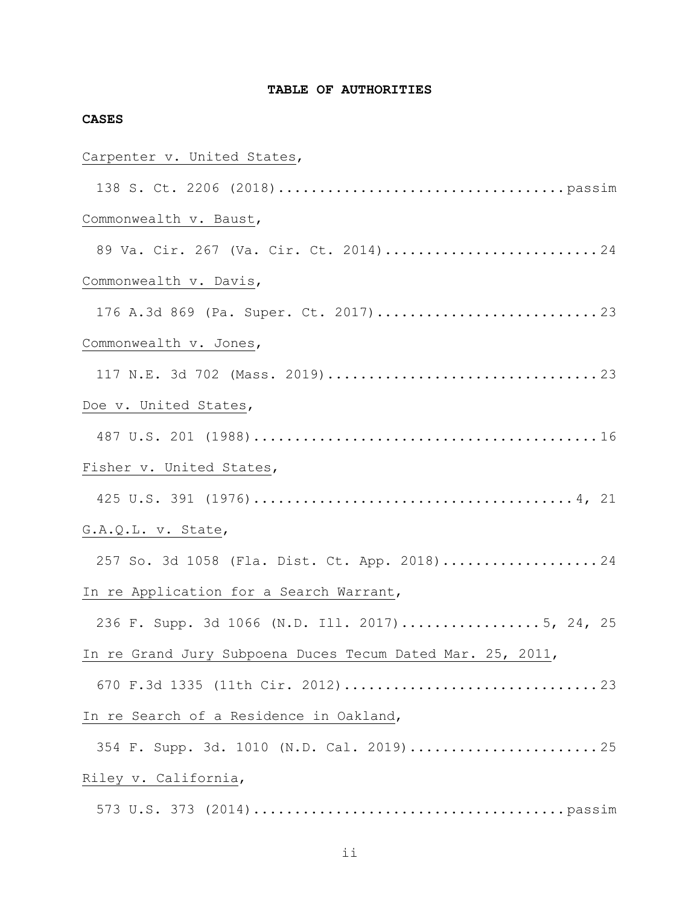# TABLE OF AUTHORITIES

**CASES**

Carpenter v. United States,
  138 S. Ct. 2206 (2018)....................................passim

Commonwealth v. Baust,
  89 Va. Cir. 267 (Va. Cir. Ct. 2014)..........................24

Commonwealth v. Davis,
  176 A.3d 869 (Pa. Super. Ct. 2017)...........................23

Commonwealth v. Jones,
  117 N.E. 3d 702 (Mass. 2019).................................23

Doe v. United States,
  487 U.S. 201 (1988)..........................................16

Fisher v. United States,
  425 U.S. 391 (1976)......................................4, 21

G.A.Q.L. v. State,
  257 So. 3d 1058 (Fla. Dist. Ct. App. 2018)...................24

In re Application for a Search Warrant,
  236 F. Supp. 3d 1066 (N.D. Ill. 2017).................5, 24, 25

In re Grand Jury Subpoena Duces Tecum Dated Mar. 25, 2011,
  670 F.3d 1335 (11th Cir. 2012)...............................23

In re Search of a Residence in Oakland,
  354 F. Supp. 3d. 1010 (N.D. Cal. 2019).......................25

Riley v. California,
  573 U.S. 373 (2014)......................................passim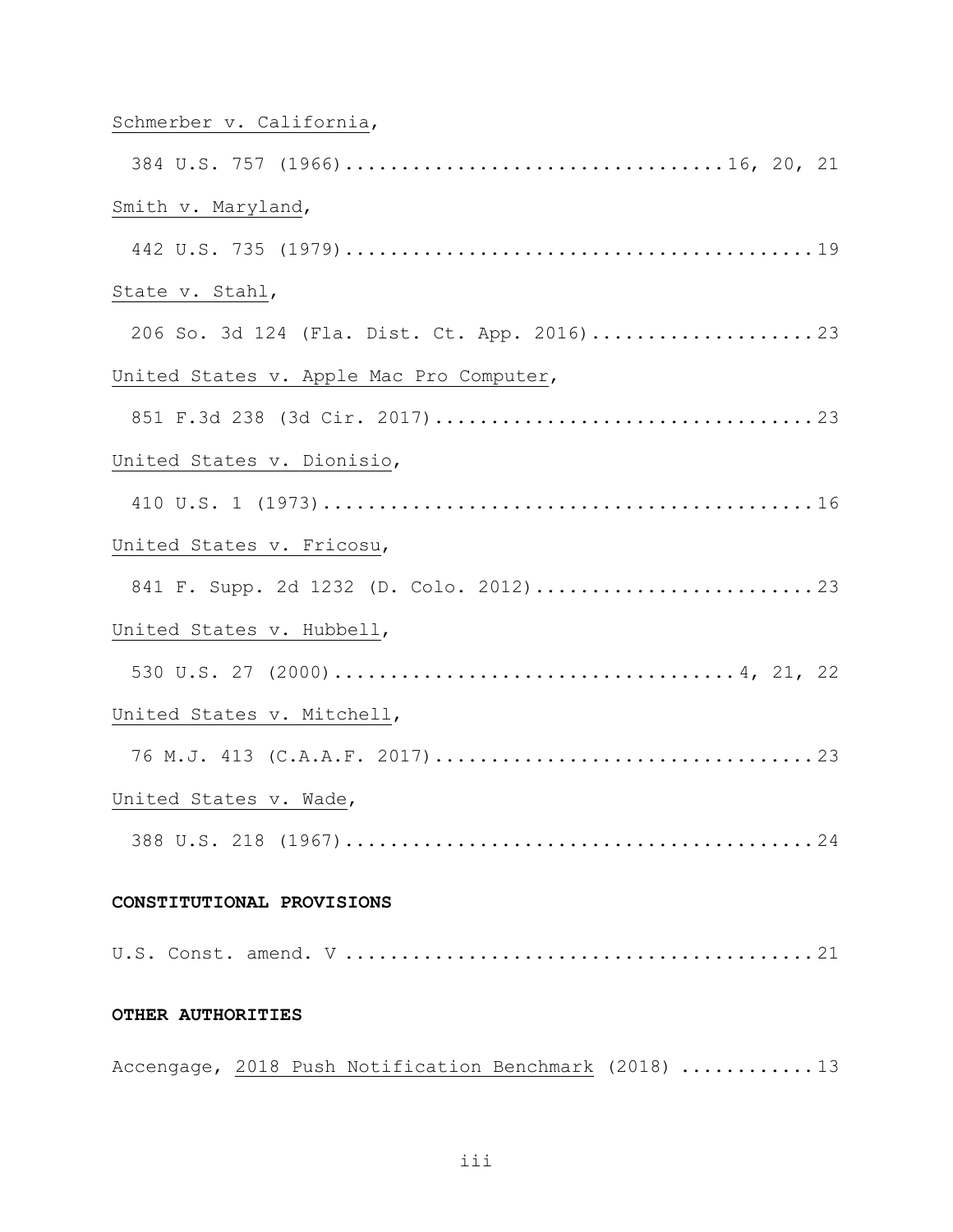Schmerber v. California,

384 U.S. 757 (1966).................................16, 20, 21

Smith v. Maryland,

442 U.S. 735 (1979)..........................................19

State v. Stahl,

206 So. 3d 124 (Fla. Dist. Ct. App. 2016)....................23

United States v. Apple Mac Pro Computer,

851 F.3d 238 (3d Cir. 2017)..................................23

United States v. Dionisio,

410 U.S. 1 (1973)............................................16

United States v. Fricosu,

841 F. Supp. 2d 1232 (D. Colo. 2012).........................23

United States v. Hubbell,

530 U.S. 27 (2000)...................................4, 21, 22

United States v. Mitchell,

76 M.J. 413 (C.A.A.F. 2017)..................................23

United States v. Wade,

388 U.S. 218 (1967)..........................................24

**CONSTITUTIONAL PROVISIONS**

U.S. Const. amend. V .........................................21

**OTHER AUTHORITIES**

Accengage, 2018 Push Notification Benchmark (2018) ...........13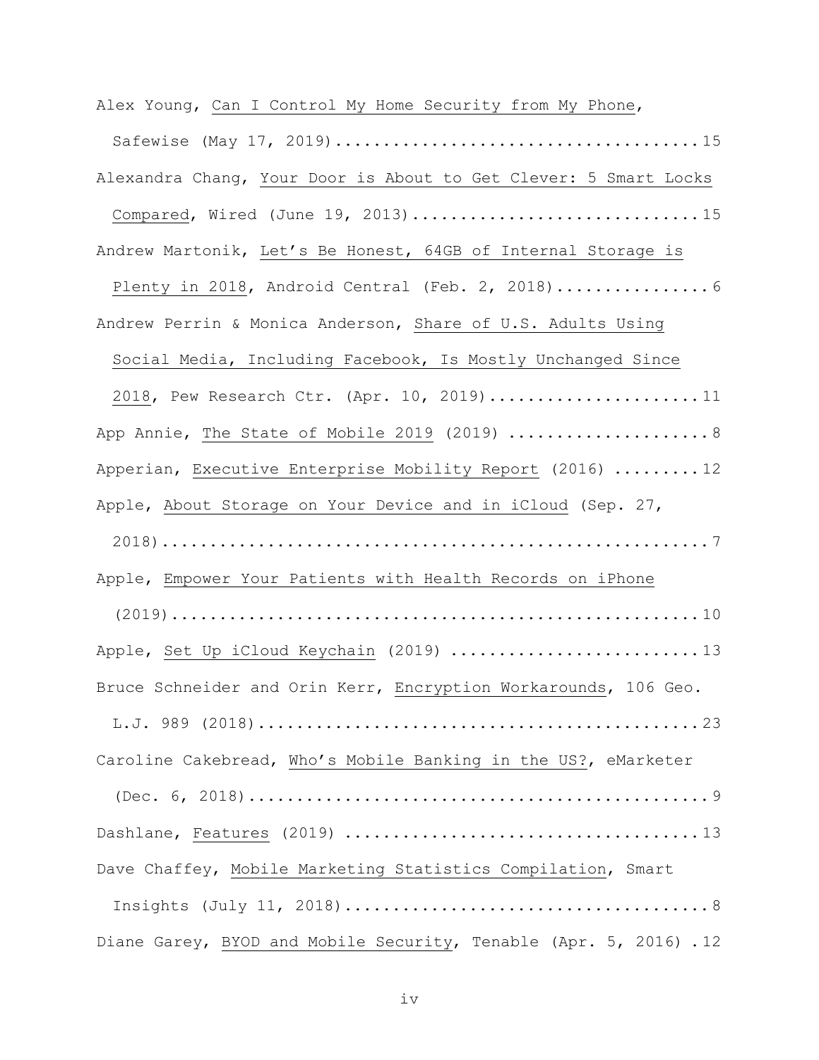Alex Young, Can I Control My Home Security from My Phone, Safewise (May 17, 2019) .................................... 15

Alexandra Chang, Your Door is About to Get Clever: 5 Smart Locks Compared, Wired (June 19, 2013) .............................. 15

Andrew Martonik, Let's Be Honest, 64GB of Internal Storage is Plenty in 2018, Android Central (Feb. 2, 2018) ................ 6

Andrew Perrin & Monica Anderson, Share of U.S. Adults Using Social Media, Including Facebook, Is Mostly Unchanged Since 2018, Pew Research Ctr. (Apr. 10, 2019) ...................... 11

App Annie, The State of Mobile 2019 (2019) ..................... 8

Apperian, Executive Enterprise Mobility Report (2016) ......... 12

Apple, About Storage on Your Device and in iCloud (Sep. 27, 2018) ....................................................... 7

Apple, Empower Your Patients with Health Records on iPhone (2019) ...................................................... 10

Apple, Set Up iCloud Keychain (2019) .......................... 13

Bruce Schneider and Orin Kerr, Encryption Workarounds, 106 Geo. L.J. 989 (2018) ............................................. 23

Caroline Cakebread, Who's Mobile Banking in the US?, eMarketer (Dec. 6, 2018) ............................................... 9

Dashlane, Features (2019) ..................................... 13

Dave Chaffey, Mobile Marketing Statistics Compilation, Smart Insights (July 11, 2018) .................................... 8

Diane Garey, BYOD and Mobile Security, Tenable (Apr. 5, 2016) . 12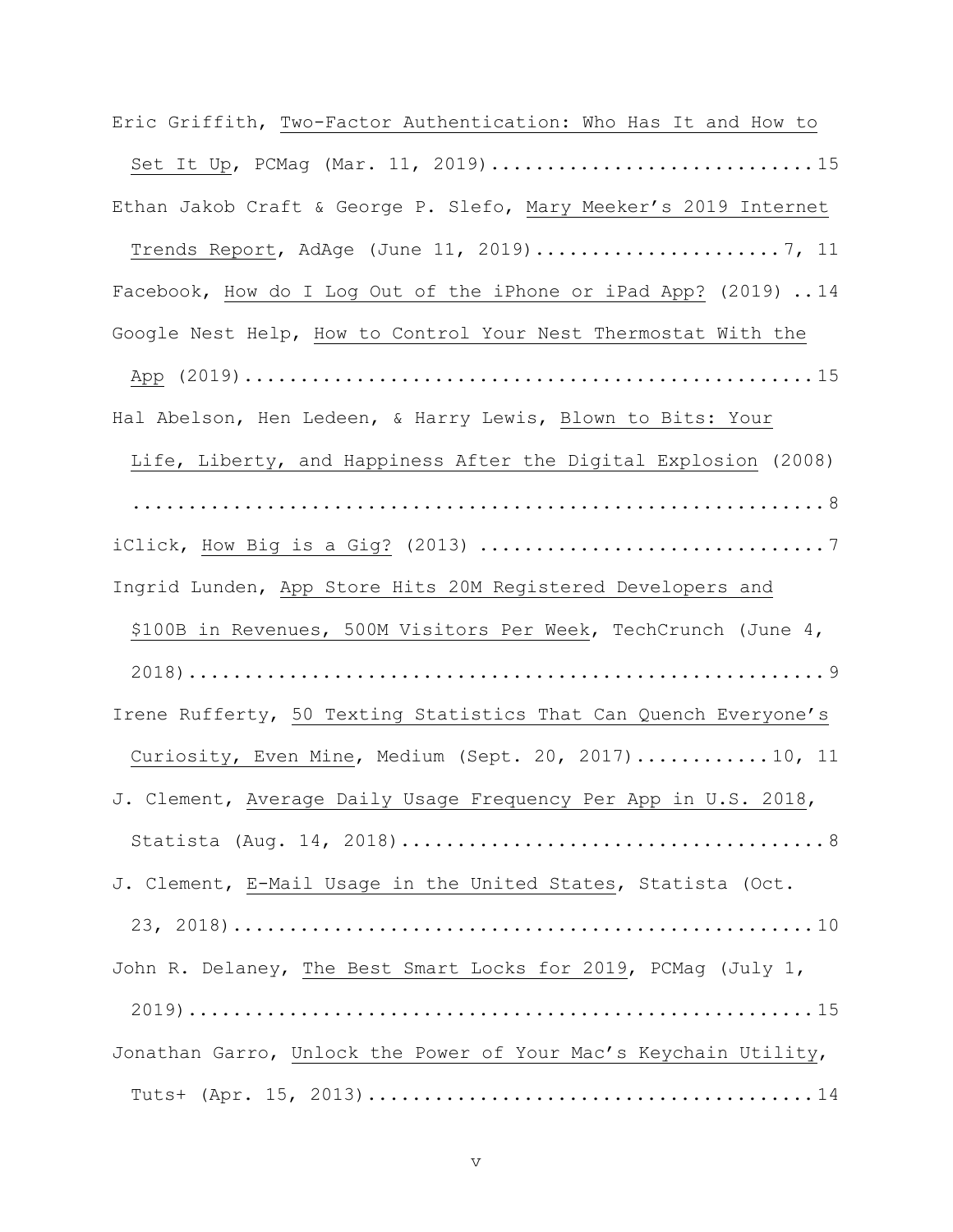Eric Griffith, Two-Factor Authentication: Who Has It and How to Set It Up, PCMag (Mar. 11, 2019) .......................... 15

Ethan Jakob Craft & George P. Slefo, Mary Meeker's 2019 Internet Trends Report, AdAge (June 11, 2019) .................... 7, 11

Facebook, How do I Log Out of the iPhone or iPad App? (2019) .. 14

Google Nest Help, How to Control Your Nest Thermostat With the App (2019) ............................................. 15

Hal Abelson, Hen Ledeen, & Harry Lewis, Blown to Bits: Your Life, Liberty, and Happiness After the Digital Explosion (2008) ........................................................ 8

iClick, How Big is a Gig? (2013) ............................ 7

Ingrid Lunden, App Store Hits 20M Registered Developers and $100B in Revenues, 500M Visitors Per Week, TechCrunch (June 4, 2018) ...................................................... 9

Irene Rufferty, 50 Texting Statistics That Can Quench Everyone's Curiosity, Even Mine, Medium (Sept. 20, 2017) ........... 10, 11

J. Clement, Average Daily Usage Frequency Per App in U.S. 2018, Statista (Aug. 14, 2018) ................................... 8

J. Clement, E-Mail Usage in the United States, Statista (Oct. 23, 2018) ................................................. 10

John R. Delaney, The Best Smart Locks for 2019, PCMag (July 1, 2019) ..................................................... 15

Jonathan Garro, Unlock the Power of Your Mac's Keychain Utility, Tuts+ (Apr. 15, 2013) ..................................... 14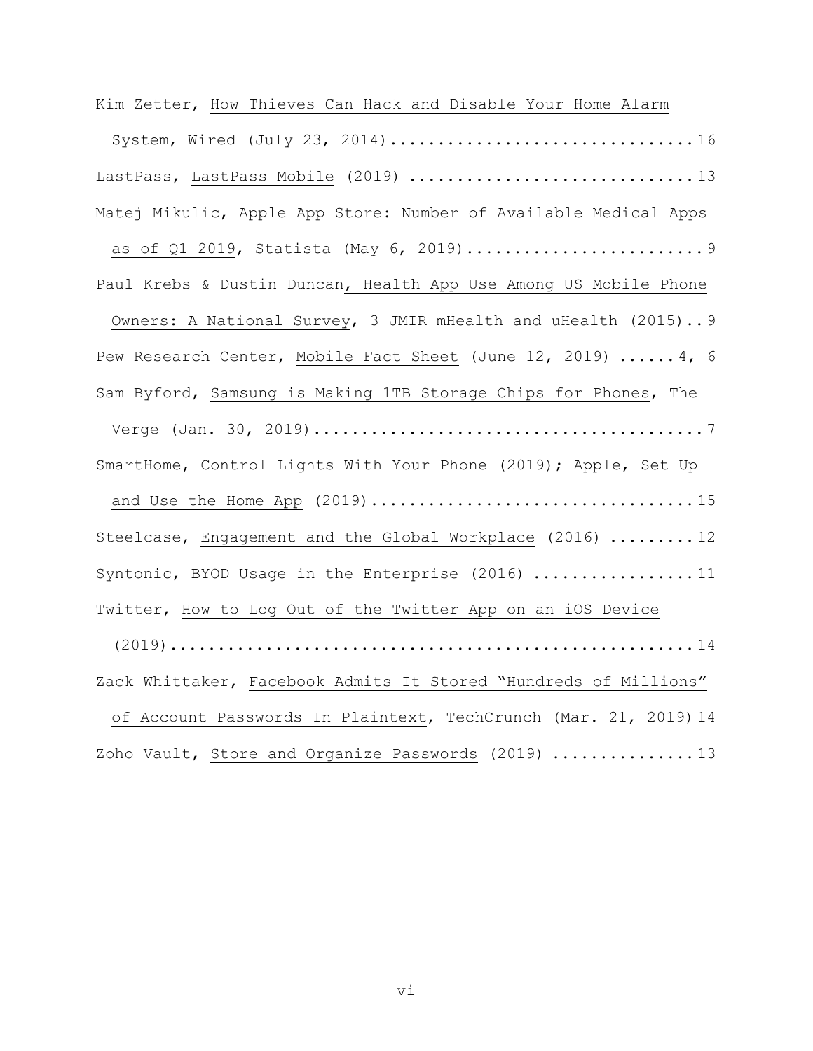Kim Zetter, How Thieves Can Hack and Disable Your Home Alarm System, Wired (July 23, 2014)................................16

LastPass, LastPass Mobile (2019) ..............................13

Matej Mikulic, Apple App Store: Number of Available Medical Apps as of Q1 2019, Statista (May 6, 2019).........................9

Paul Krebs & Dustin Duncan, Health App Use Among US Mobile Phone Owners: A National Survey, 3 JMIR mHealth and uHealth (2015)..9

Pew Research Center, Mobile Fact Sheet (June 12, 2019) ......4, 6

Sam Byford, Samsung is Making 1TB Storage Chips for Phones, The Verge (Jan. 30, 2019).........................................7

SmartHome, Control Lights With Your Phone (2019); Apple, Set Up and Use the Home App (2019).................................15

Steelcase, Engagement and the Global Workplace (2016) .........12

Syntonic, BYOD Usage in the Enterprise (2016) .................11

Twitter, How to Log Out of the Twitter App on an iOS Device (2019).......................................................14

Zack Whittaker, Facebook Admits It Stored "Hundreds of Millions" of Account Passwords In Plaintext, TechCrunch (Mar. 21, 2019) 14

Zoho Vault, Store and Organize Passwords (2019) ...............13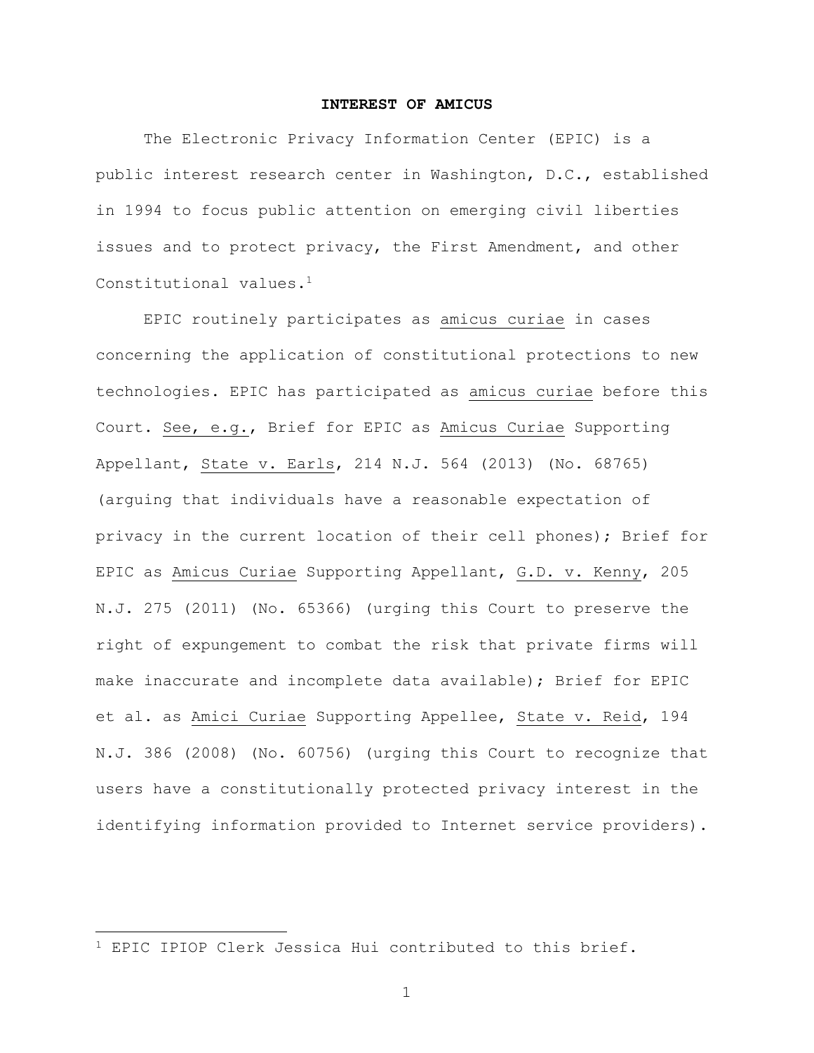## INTEREST OF AMICUS

The Electronic Privacy Information Center (EPIC) is a public interest research center in Washington, D.C., established in 1994 to focus public attention on emerging civil liberties issues and to protect privacy, the First Amendment, and other Constitutional values.[1]

EPIC routinely participates as amicus curiae in cases concerning the application of constitutional protections to new technologies. EPIC has participated as amicus curiae before this Court. See, e.g., Brief for EPIC as Amicus Curiae Supporting Appellant, State v. Earls, 214 N.J. 564 (2013) (No. 68765) (arguing that individuals have a reasonable expectation of privacy in the current location of their cell phones); Brief for EPIC as Amicus Curiae Supporting Appellant, G.D. v. Kenny, 205 N.J. 275 (2011) (No. 65366) (urging this Court to preserve the right of expungement to combat the risk that private firms will make inaccurate and incomplete data available); Brief for EPIC et al. as Amici Curiae Supporting Appellee, State v. Reid, 194 N.J. 386 (2008) (No. 60756) (urging this Court to recognize that users have a constitutionally protected privacy interest in the identifying information provided to Internet service providers).

---

[1] EPIC IPIOP Clerk Jessica Hui contributed to this brief.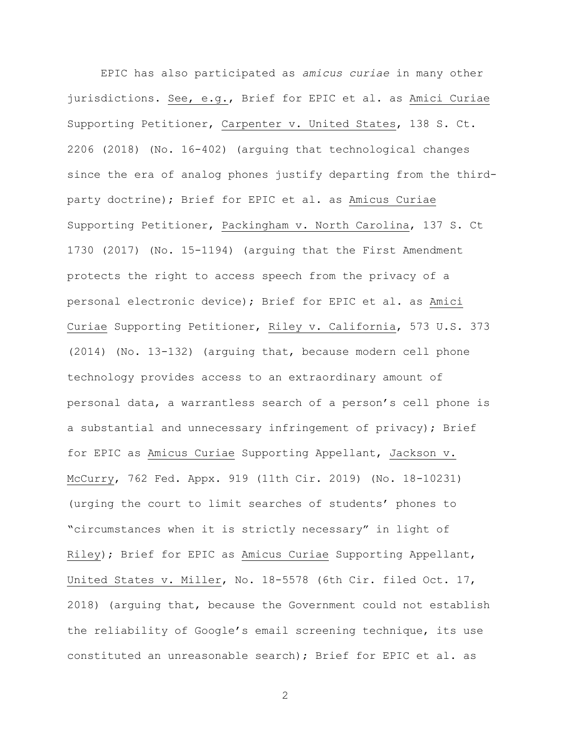EPIC has also participated as *amicus curiae* in many other jurisdictions. See, e.g., Brief for EPIC et al. as Amici Curiae Supporting Petitioner, Carpenter v. United States, 138 S. Ct. 2206 (2018) (No. 16-402) (arguing that technological changes since the era of analog phones justify departing from the third-party doctrine); Brief for EPIC et al. as Amicus Curiae Supporting Petitioner, Packingham v. North Carolina, 137 S. Ct 1730 (2017) (No. 15-1194) (arguing that the First Amendment protects the right to access speech from the privacy of a personal electronic device); Brief for EPIC et al. as Amici Curiae Supporting Petitioner, Riley v. California, 573 U.S. 373 (2014) (No. 13-132) (arguing that, because modern cell phone technology provides access to an extraordinary amount of personal data, a warrantless search of a person's cell phone is a substantial and unnecessary infringement of privacy); Brief for EPIC as Amicus Curiae Supporting Appellant, Jackson v. McCurry, 762 Fed. Appx. 919 (11th Cir. 2019) (No. 18-10231) (urging the court to limit searches of students' phones to "circumstances when it is strictly necessary" in light of Riley); Brief for EPIC as Amicus Curiae Supporting Appellant, United States v. Miller, No. 18-5578 (6th Cir. filed Oct. 17, 2018) (arguing that, because the Government could not establish the reliability of Google's email screening technique, its use constituted an unreasonable search); Brief for EPIC et al. as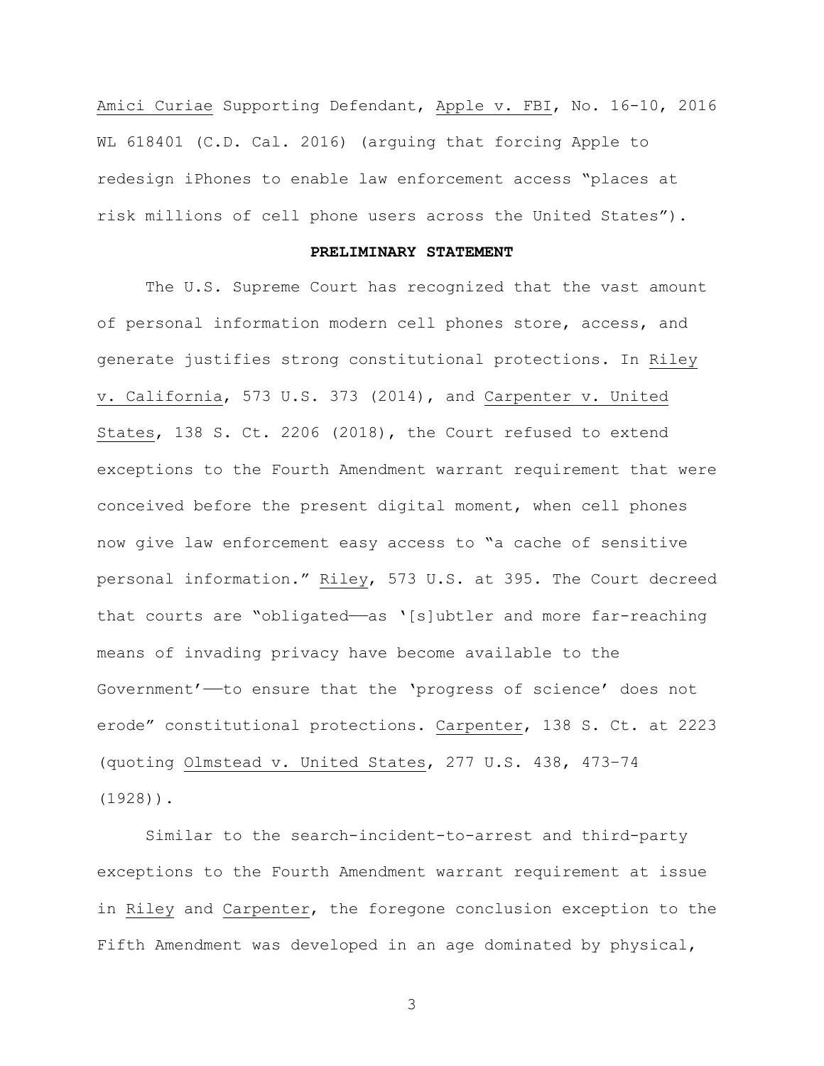Amici Curiae Supporting Defendant, Apple v. FBI, No. 16-10, 2016 WL 618401 (C.D. Cal. 2016) (arguing that forcing Apple to redesign iPhones to enable law enforcement access "places at risk millions of cell phone users across the United States").

## PRELIMINARY STATEMENT

The U.S. Supreme Court has recognized that the vast amount of personal information modern cell phones store, access, and generate justifies strong constitutional protections. In Riley v. California, 573 U.S. 373 (2014), and Carpenter v. United States, 138 S. Ct. 2206 (2018), the Court refused to extend exceptions to the Fourth Amendment warrant requirement that were conceived before the present digital moment, when cell phones now give law enforcement easy access to "a cache of sensitive personal information." Riley, 573 U.S. at 395. The Court decreed that courts are "obligated——as '[s]ubtler and more far-reaching means of invading privacy have become available to the Government'——to ensure that the 'progress of science' does not erode" constitutional protections. Carpenter, 138 S. Ct. at 2223 (quoting Olmstead v. United States, 277 U.S. 438, 473–74 (1928)).

Similar to the search-incident-to-arrest and third-party exceptions to the Fourth Amendment warrant requirement at issue in Riley and Carpenter, the foregone conclusion exception to the Fifth Amendment was developed in an age dominated by physical,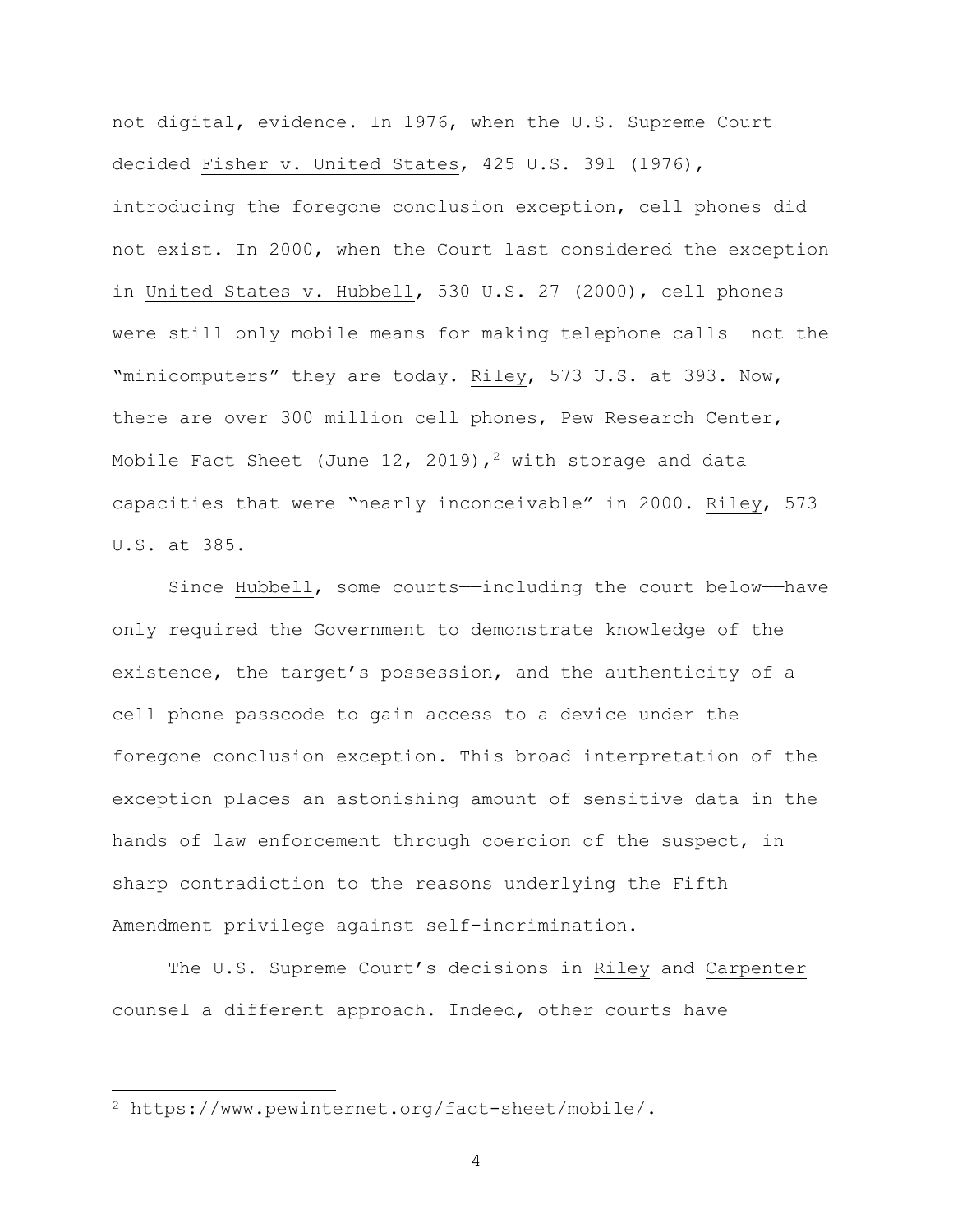not digital, evidence. In 1976, when the U.S. Supreme Court decided Fisher v. United States, 425 U.S. 391 (1976), introducing the foregone conclusion exception, cell phones did not exist. In 2000, when the Court last considered the exception in United States v. Hubbell, 530 U.S. 27 (2000), cell phones were still only mobile means for making telephone calls—not the "minicomputers" they are today. Riley, 573 U.S. at 393. Now, there are over 300 million cell phones, Pew Research Center, Mobile Fact Sheet (June 12, 2019),[2] with storage and data capacities that were "nearly inconceivable" in 2000. Riley, 573 U.S. at 385.

Since Hubbell, some courts—including the court below—have only required the Government to demonstrate knowledge of the existence, the target's possession, and the authenticity of a cell phone passcode to gain access to a device under the foregone conclusion exception. This broad interpretation of the exception places an astonishing amount of sensitive data in the hands of law enforcement through coercion of the suspect, in sharp contradiction to the reasons underlying the Fifth Amendment privilege against self-incrimination.

The U.S. Supreme Court's decisions in Riley and Carpenter counsel a different approach. Indeed, other courts have

[2] https://www.pewinternet.org/fact-sheet/mobile/.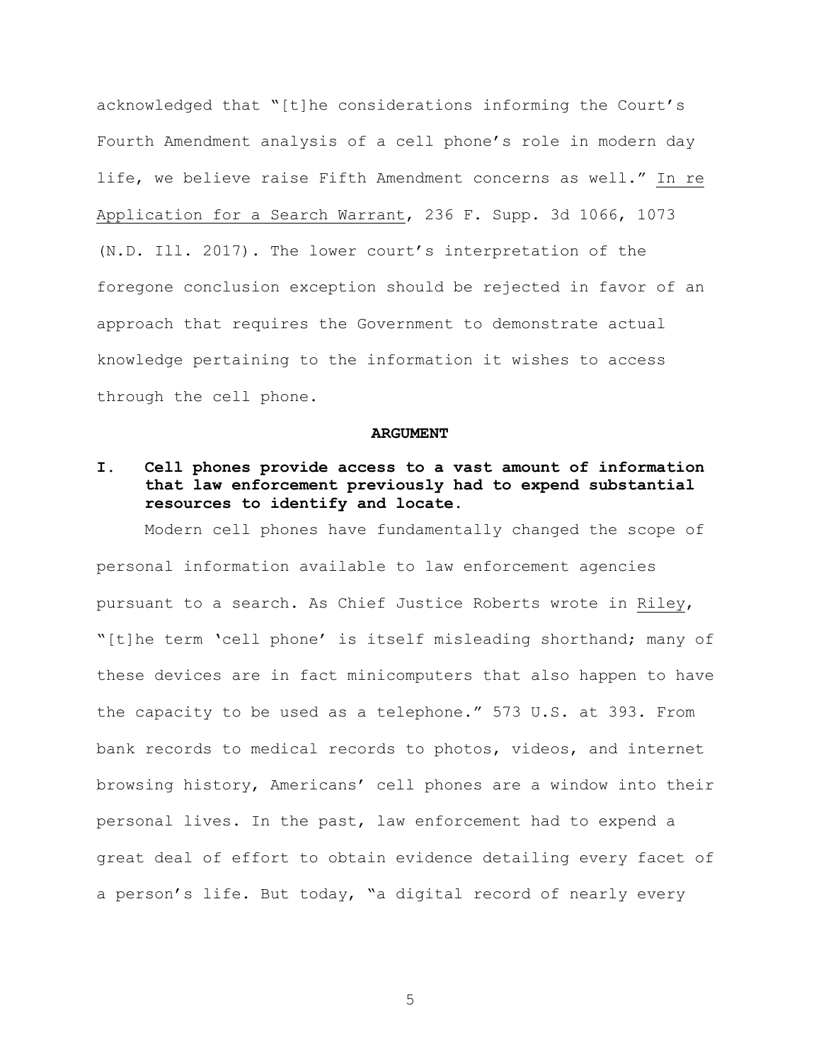acknowledged that "[t]he considerations informing the Court's Fourth Amendment analysis of a cell phone's role in modern day life, we believe raise Fifth Amendment concerns as well." In re Application for a Search Warrant, 236 F. Supp. 3d 1066, 1073 (N.D. Ill. 2017). The lower court's interpretation of the foregone conclusion exception should be rejected in favor of an approach that requires the Government to demonstrate actual knowledge pertaining to the information it wishes to access through the cell phone.

## ARGUMENT

### I. Cell phones provide access to a vast amount of information that law enforcement previously had to expend substantial resources to identify and locate.

Modern cell phones have fundamentally changed the scope of personal information available to law enforcement agencies pursuant to a search. As Chief Justice Roberts wrote in Riley, "[t]he term 'cell phone' is itself misleading shorthand; many of these devices are in fact minicomputers that also happen to have the capacity to be used as a telephone." 573 U.S. at 393. From bank records to medical records to photos, videos, and internet browsing history, Americans' cell phones are a window into their personal lives. In the past, law enforcement had to expend a great deal of effort to obtain evidence detailing every facet of a person's life. But today, "a digital record of nearly every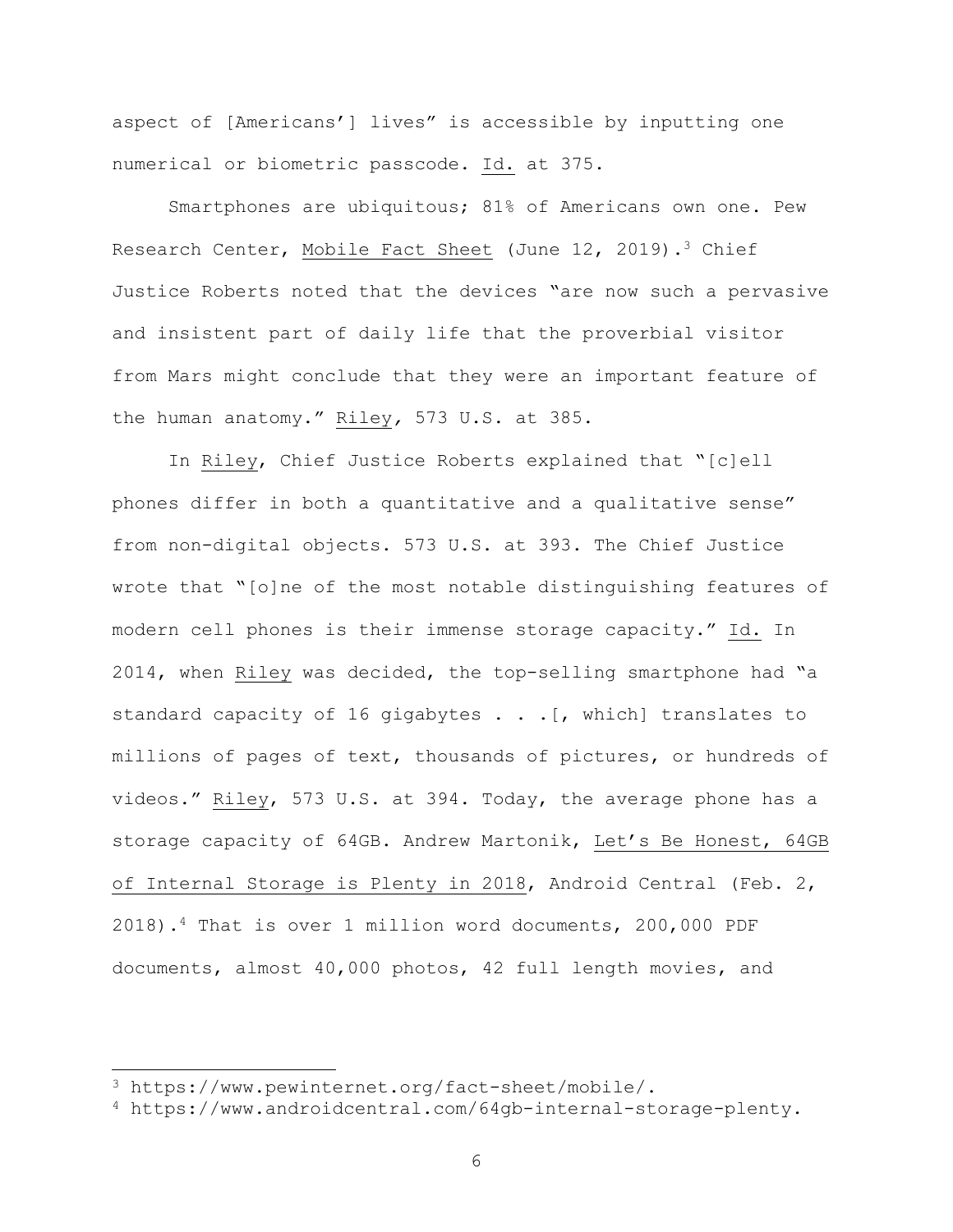aspect of [Americans'] lives" is accessible by inputting one numerical or biometric passcode. Id. at 375.

Smartphones are ubiquitous; 81% of Americans own one. Pew Research Center, Mobile Fact Sheet (June 12, 2019).[3] Chief Justice Roberts noted that the devices "are now such a pervasive and insistent part of daily life that the proverbial visitor from Mars might conclude that they were an important feature of the human anatomy." Riley, 573 U.S. at 385.

In Riley, Chief Justice Roberts explained that "[c]ell phones differ in both a quantitative and a qualitative sense" from non-digital objects. 573 U.S. at 393. The Chief Justice wrote that "[o]ne of the most notable distinguishing features of modern cell phones is their immense storage capacity." Id. In 2014, when Riley was decided, the top-selling smartphone had "a standard capacity of 16 gigabytes . . .[, which] translates to millions of pages of text, thousands of pictures, or hundreds of videos." Riley, 573 U.S. at 394. Today, the average phone has a storage capacity of 64GB. Andrew Martonik, Let's Be Honest, 64GB of Internal Storage is Plenty in 2018, Android Central (Feb. 2, 2018).[4] That is over 1 million word documents, 200,000 PDF documents, almost 40,000 photos, 42 full length movies, and

---

[3] https://www.pewinternet.org/fact-sheet/mobile/.

[4] https://www.androidcentral.com/64gb-internal-storage-plenty.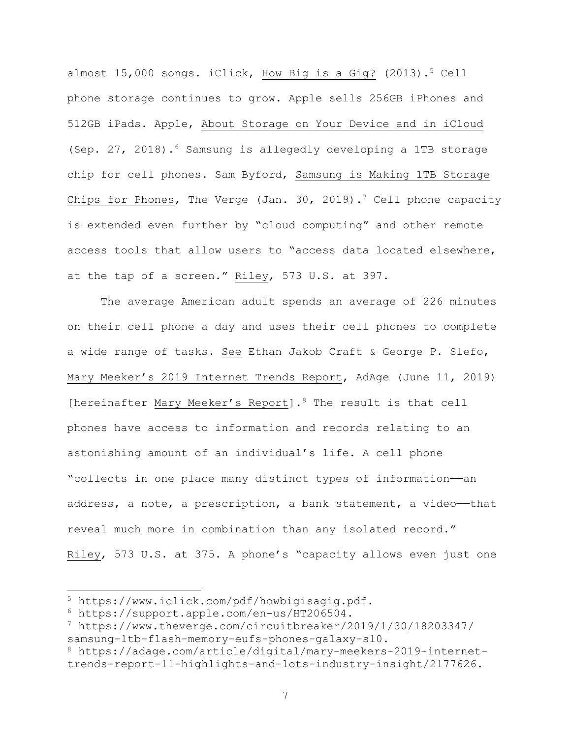almost 15,000 songs. iClick, How Big is a Gig? (2013).[5] Cell phone storage continues to grow. Apple sells 256GB iPhones and 512GB iPads. Apple, About Storage on Your Device and in iCloud (Sep. 27, 2018).[6] Samsung is allegedly developing a 1TB storage chip for cell phones. Sam Byford, Samsung is Making 1TB Storage Chips for Phones, The Verge (Jan. 30, 2019).[7] Cell phone capacity is extended even further by "cloud computing" and other remote access tools that allow users to "access data located elsewhere, at the tap of a screen." Riley, 573 U.S. at 397.

The average American adult spends an average of 226 minutes on their cell phone a day and uses their cell phones to complete a wide range of tasks. See Ethan Jakob Craft & George P. Slefo, Mary Meeker's 2019 Internet Trends Report, AdAge (June 11, 2019) [hereinafter Mary Meeker's Report].[8] The result is that cell phones have access to information and records relating to an astonishing amount of an individual's life. A cell phone "collects in one place many distinct types of information——an address, a note, a prescription, a bank statement, a video——that reveal much more in combination than any isolated record." Riley, 573 U.S. at 375. A phone's "capacity allows even just one

---

[5] https://www.iclick.com/pdf/howbigisagig.pdf.

[6] https://support.apple.com/en-us/HT206504.

[7] https://www.theverge.com/circuitbreaker/2019/1/30/18203347/samsung-1tb-flash-memory-eufs-phones-galaxy-s10.

[8] https://adage.com/article/digital/mary-meekers-2019-internet-trends-report-11-highlights-and-lots-industry-insight/2177626.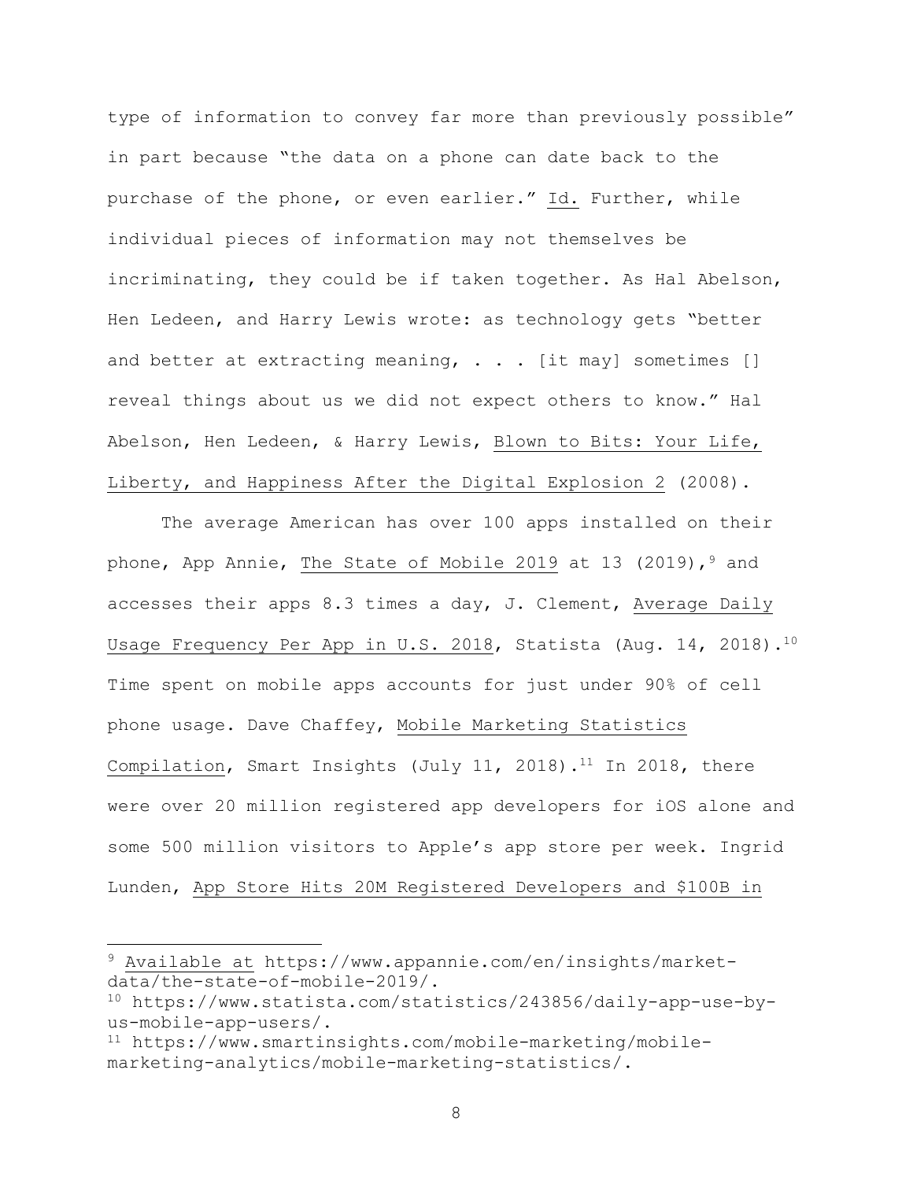type of information to convey far more than previously possible" in part because "the data on a phone can date back to the purchase of the phone, or even earlier." Id. Further, while individual pieces of information may not themselves be incriminating, they could be if taken together. As Hal Abelson, Hen Ledeen, and Harry Lewis wrote: as technology gets "better and better at extracting meaning, . . . [it may] sometimes [] reveal things about us we did not expect others to know." Hal Abelson, Hen Ledeen, & Harry Lewis, Blown to Bits: Your Life, Liberty, and Happiness After the Digital Explosion 2 (2008).

The average American has over 100 apps installed on their phone, App Annie, The State of Mobile 2019 at 13 (2019),[9] and accesses their apps 8.3 times a day, J. Clement, Average Daily Usage Frequency Per App in U.S. 2018, Statista (Aug. 14, 2018).[10] Time spent on mobile apps accounts for just under 90% of cell phone usage. Dave Chaffey, Mobile Marketing Statistics Compilation, Smart Insights (July 11, 2018).[11] In 2018, there were over 20 million registered app developers for iOS alone and some 500 million visitors to Apple's app store per week. Ingrid Lunden, App Store Hits 20M Registered Developers and $100B in

---

[9] Available at https://www.appannie.com/en/insights/market-data/the-state-of-mobile-2019/.

[10] https://www.statista.com/statistics/243856/daily-app-use-by-us-mobile-app-users/.

[11] https://www.smartinsights.com/mobile-marketing/mobile-marketing-analytics/mobile-marketing-statistics/.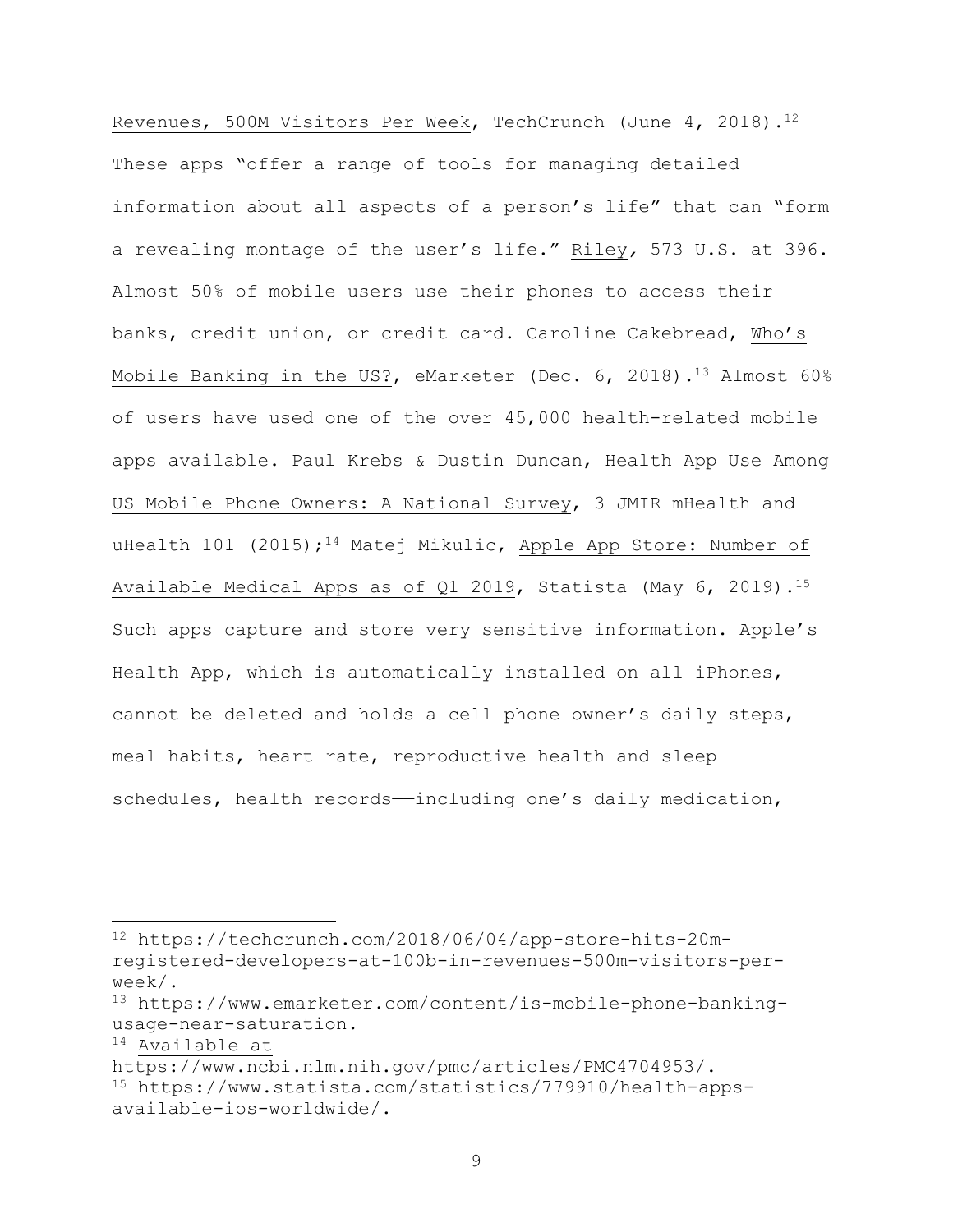Revenues, 500M Visitors Per Week, TechCrunch (June 4, 2018).[12] These apps "offer a range of tools for managing detailed information about all aspects of a person's life" that can "form a revealing montage of the user's life." Riley, 573 U.S. at 396. Almost 50% of mobile users use their phones to access their banks, credit union, or credit card. Caroline Cakebread, Who's Mobile Banking in the US?, eMarketer (Dec. 6, 2018).[13] Almost 60% of users have used one of the over 45,000 health-related mobile apps available. Paul Krebs & Dustin Duncan, Health App Use Among US Mobile Phone Owners: A National Survey, 3 JMIR mHealth and uHealth 101 (2015);[14] Matej Mikulic, Apple App Store: Number of Available Medical Apps as of Q1 2019, Statista (May 6, 2019).[15] Such apps capture and store very sensitive information. Apple's Health App, which is automatically installed on all iPhones, cannot be deleted and holds a cell phone owner's daily steps, meal habits, heart rate, reproductive health and sleep schedules, health records——including one's daily medication,

---

[12] https://techcrunch.com/2018/06/04/app-store-hits-20m-registered-developers-at-100b-in-revenues-500m-visitors-per-week/.

[13] https://www.emarketer.com/content/is-mobile-phone-banking-usage-near-saturation.

[14] Available at https://www.ncbi.nlm.nih.gov/pmc/articles/PMC4704953/.

[15] https://www.statista.com/statistics/779910/health-apps-available-ios-worldwide/.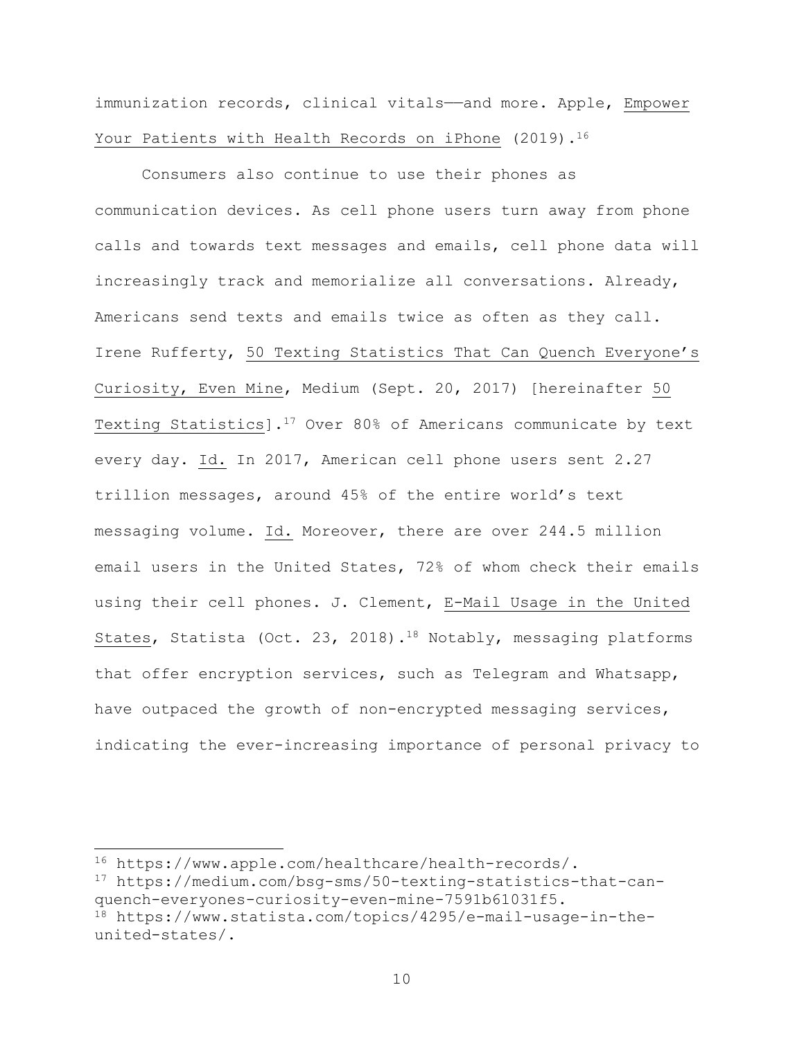immunization records, clinical vitals——and more. Apple, Empower Your Patients with Health Records on iPhone (2019).[16]

Consumers also continue to use their phones as communication devices. As cell phone users turn away from phone calls and towards text messages and emails, cell phone data will increasingly track and memorialize all conversations. Already, Americans send texts and emails twice as often as they call. Irene Rufferty, 50 Texting Statistics That Can Quench Everyone's Curiosity, Even Mine, Medium (Sept. 20, 2017) [hereinafter 50 Texting Statistics].[17] Over 80% of Americans communicate by text every day. Id. In 2017, American cell phone users sent 2.27 trillion messages, around 45% of the entire world's text messaging volume. Id. Moreover, there are over 244.5 million email users in the United States, 72% of whom check their emails using their cell phones. J. Clement, E-Mail Usage in the United States, Statista (Oct. 23, 2018).[18] Notably, messaging platforms that offer encryption services, such as Telegram and Whatsapp, have outpaced the growth of non-encrypted messaging services, indicating the ever-increasing importance of personal privacy to

---

[16] https://www.apple.com/healthcare/health-records/.

[17] https://medium.com/bsg-sms/50-texting-statistics-that-can-quench-everyones-curiosity-even-mine-7591b61031f5.

[18] https://www.statista.com/topics/4295/e-mail-usage-in-the-united-states/.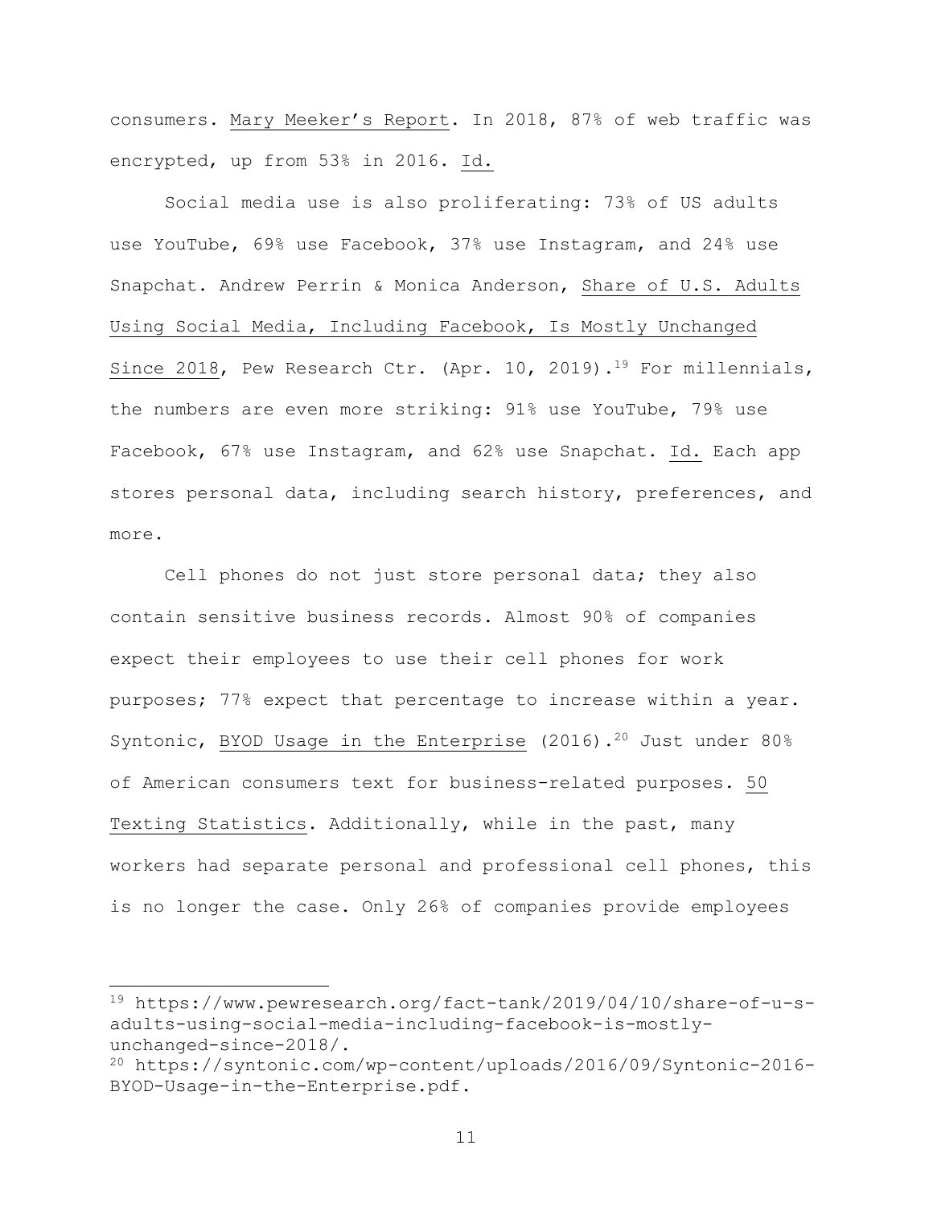consumers. Mary Meeker's Report. In 2018, 87% of web traffic was encrypted, up from 53% in 2016. Id.

Social media use is also proliferating: 73% of US adults use YouTube, 69% use Facebook, 37% use Instagram, and 24% use Snapchat. Andrew Perrin & Monica Anderson, Share of U.S. Adults Using Social Media, Including Facebook, Is Mostly Unchanged Since 2018, Pew Research Ctr. (Apr. 10, 2019).[19] For millennials, the numbers are even more striking: 91% use YouTube, 79% use Facebook, 67% use Instagram, and 62% use Snapchat. Id. Each app stores personal data, including search history, preferences, and more.

Cell phones do not just store personal data; they also contain sensitive business records. Almost 90% of companies expect their employees to use their cell phones for work purposes; 77% expect that percentage to increase within a year. Syntonic, BYOD Usage in the Enterprise (2016).[20] Just under 80% of American consumers text for business-related purposes. 50 Texting Statistics. Additionally, while in the past, many workers had separate personal and professional cell phones, this is no longer the case. Only 26% of companies provide employees

---

[19] https://www.pewresearch.org/fact-tank/2019/04/10/share-of-u-s-adults-using-social-media-including-facebook-is-mostly-unchanged-since-2018/.

[20] https://syntonic.com/wp-content/uploads/2016/09/Syntonic-2016-BYOD-Usage-in-the-Enterprise.pdf.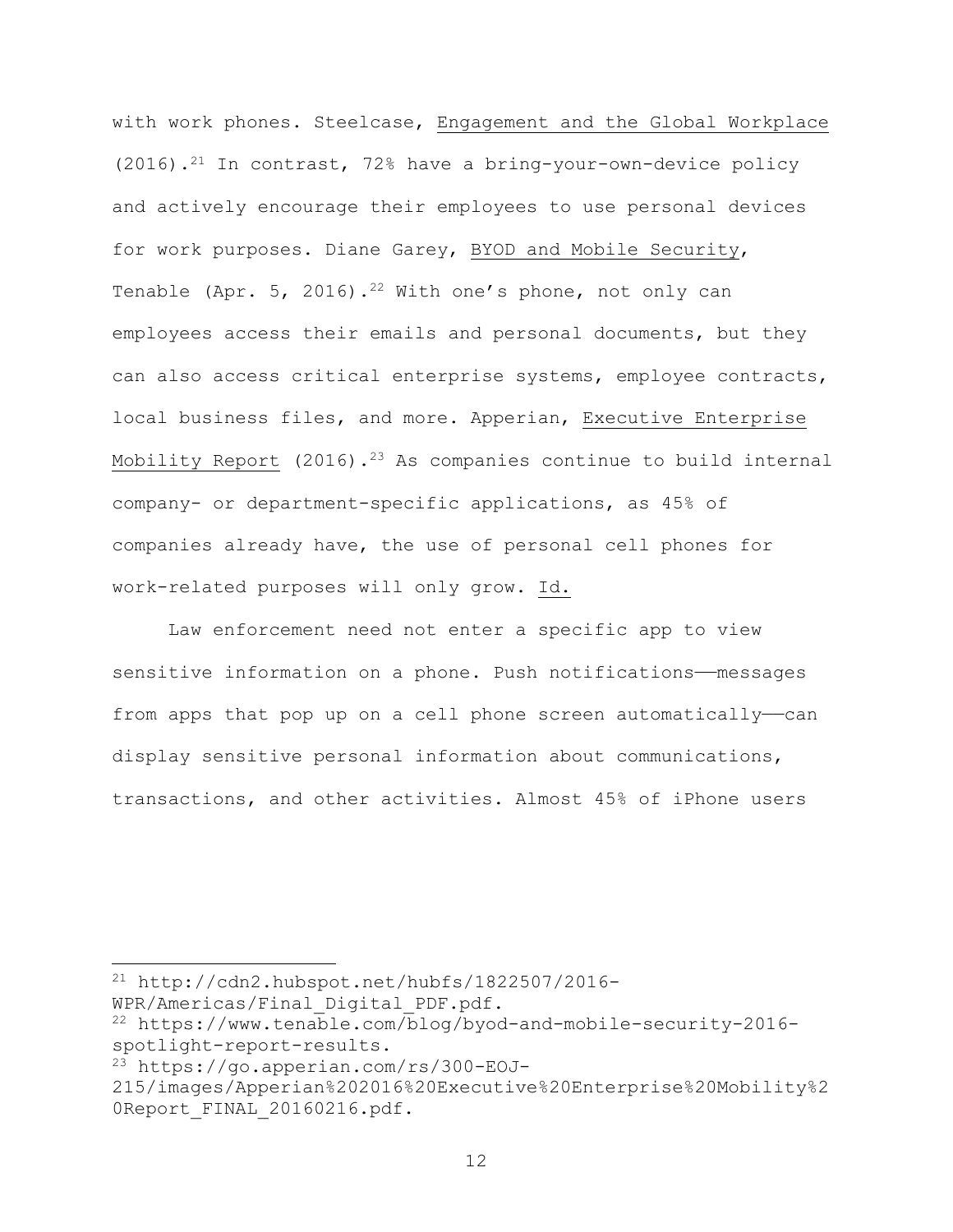with work phones. Steelcase, Engagement and the Global Workplace (2016).[21] In contrast, 72% have a bring-your-own-device policy and actively encourage their employees to use personal devices for work purposes. Diane Garey, BYOD and Mobile Security, Tenable (Apr. 5, 2016).[22] With one's phone, not only can employees access their emails and personal documents, but they can also access critical enterprise systems, employee contracts, local business files, and more. Apperian, Executive Enterprise Mobility Report (2016).[23] As companies continue to build internal company- or department-specific applications, as 45% of companies already have, the use of personal cell phones for work-related purposes will only grow. Id.

Law enforcement need not enter a specific app to view sensitive information on a phone. Push notifications——messages from apps that pop up on a cell phone screen automatically——can display sensitive personal information about communications, transactions, and other activities. Almost 45% of iPhone users

---

[21] http://cdn2.hubspot.net/hubfs/1822507/2016-WPR/Americas/Final_Digital_PDF.pdf.

[22] https://www.tenable.com/blog/byod-and-mobile-security-2016-spotlight-report-results.

[23] https://go.apperian.com/rs/300-EOJ-215/images/Apperian%202016%20Executive%20Enterprise%20Mobility%20Report_FINAL_20160216.pdf.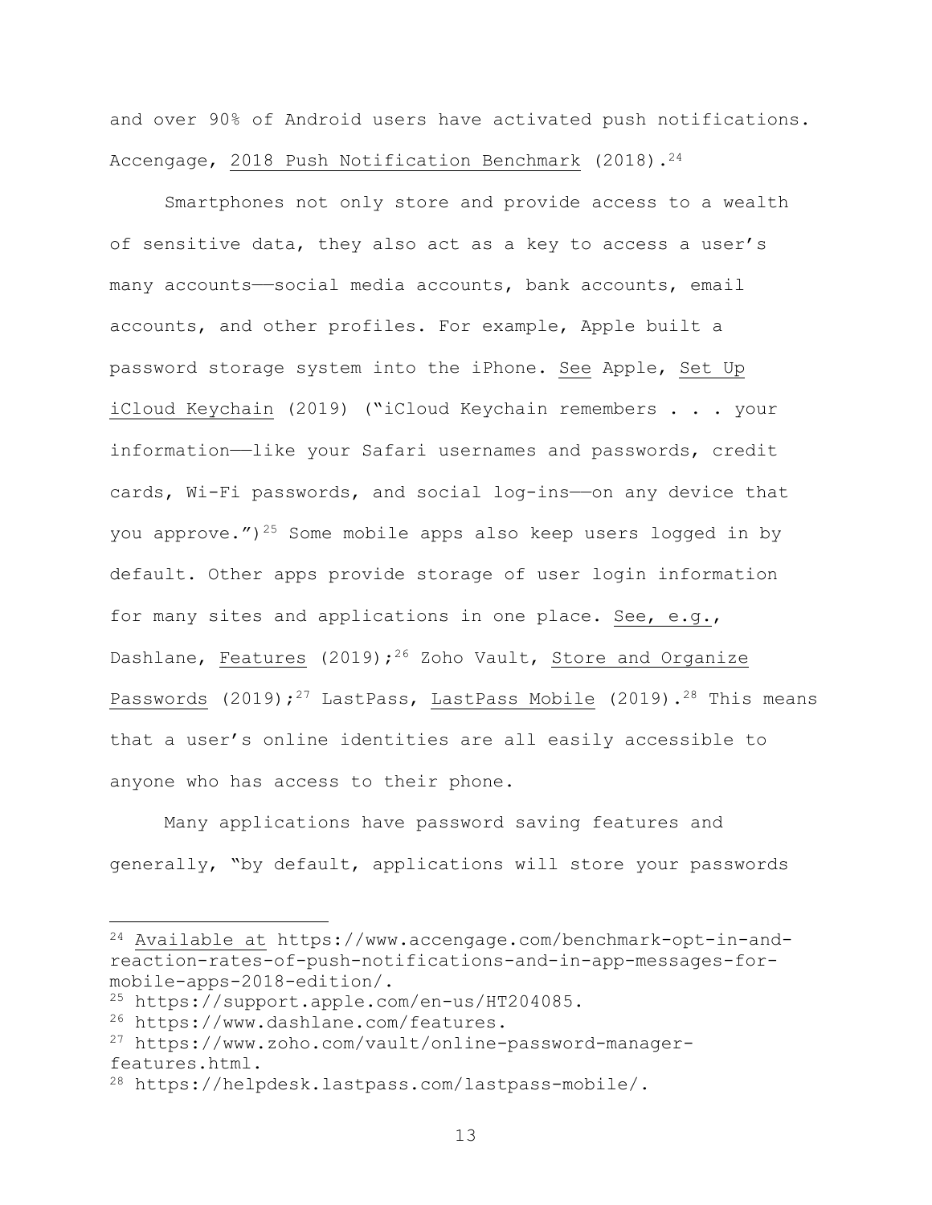and over 90% of Android users have activated push notifications. Accengage, 2018 Push Notification Benchmark (2018).[24]

Smartphones not only store and provide access to a wealth of sensitive data, they also act as a key to access a user's many accounts——social media accounts, bank accounts, email accounts, and other profiles. For example, Apple built a password storage system into the iPhone. See Apple, Set Up iCloud Keychain (2019) ("iCloud Keychain remembers . . . your information——like your Safari usernames and passwords, credit cards, Wi-Fi passwords, and social log-ins——on any device that you approve.")[25] Some mobile apps also keep users logged in by default. Other apps provide storage of user login information for many sites and applications in one place. See, e.g., Dashlane, Features (2019);[26] Zoho Vault, Store and Organize Passwords (2019);[27] LastPass, LastPass Mobile (2019).[28] This means that a user's online identities are all easily accessible to anyone who has access to their phone.

Many applications have password saving features and generally, "by default, applications will store your passwords

---

[24] Available at https://www.accengage.com/benchmark-opt-in-and-reaction-rates-of-push-notifications-and-in-app-messages-for-mobile-apps-2018-edition/.

[25] https://support.apple.com/en-us/HT204085.

[26] https://www.dashlane.com/features.

[27] https://www.zoho.com/vault/online-password-manager-features.html.

[28] https://helpdesk.lastpass.com/lastpass-mobile/.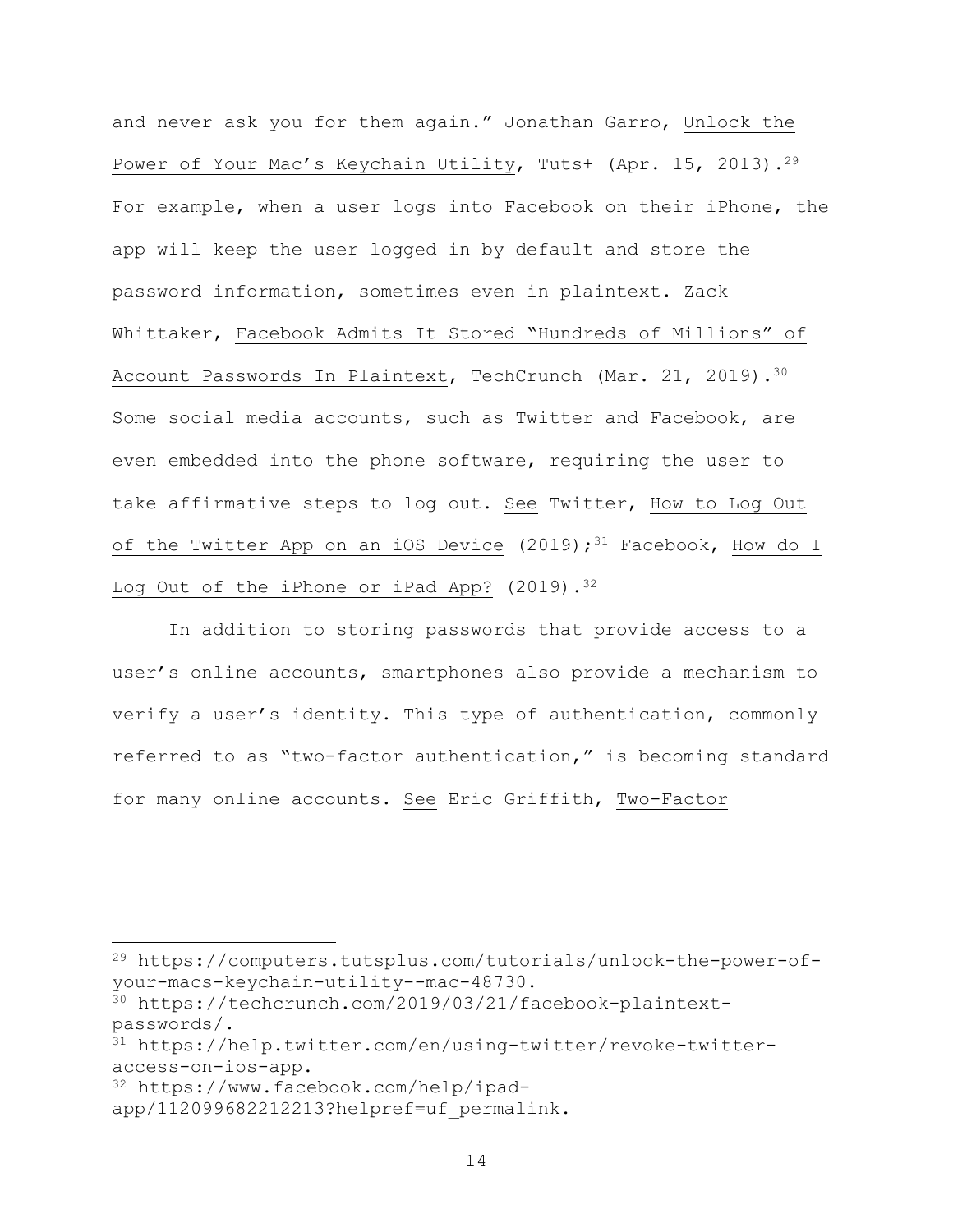and never ask you for them again." Jonathan Garro, Unlock the Power of Your Mac's Keychain Utility, Tuts+ (Apr. 15, 2013).[29] For example, when a user logs into Facebook on their iPhone, the app will keep the user logged in by default and store the password information, sometimes even in plaintext. Zack Whittaker, Facebook Admits It Stored "Hundreds of Millions" of Account Passwords In Plaintext, TechCrunch (Mar. 21, 2019).[30] Some social media accounts, such as Twitter and Facebook, are even embedded into the phone software, requiring the user to take affirmative steps to log out. See Twitter, How to Log Out of the Twitter App on an iOS Device (2019);[31] Facebook, How do I Log Out of the iPhone or iPad App? (2019).[32]

In addition to storing passwords that provide access to a user's online accounts, smartphones also provide a mechanism to verify a user's identity. This type of authentication, commonly referred to as "two-factor authentication," is becoming standard for many online accounts. See Eric Griffith, Two-Factor

---

[29] https://computers.tutsplus.com/tutorials/unlock-the-power-of-your-macs-keychain-utility--mac-48730.

[30] https://techcrunch.com/2019/03/21/facebook-plaintext-passwords/.

[31] https://help.twitter.com/en/using-twitter/revoke-twitter-access-on-ios-app.

[32] https://www.facebook.com/help/ipad-app/112099682212213?helpref=uf_permalink.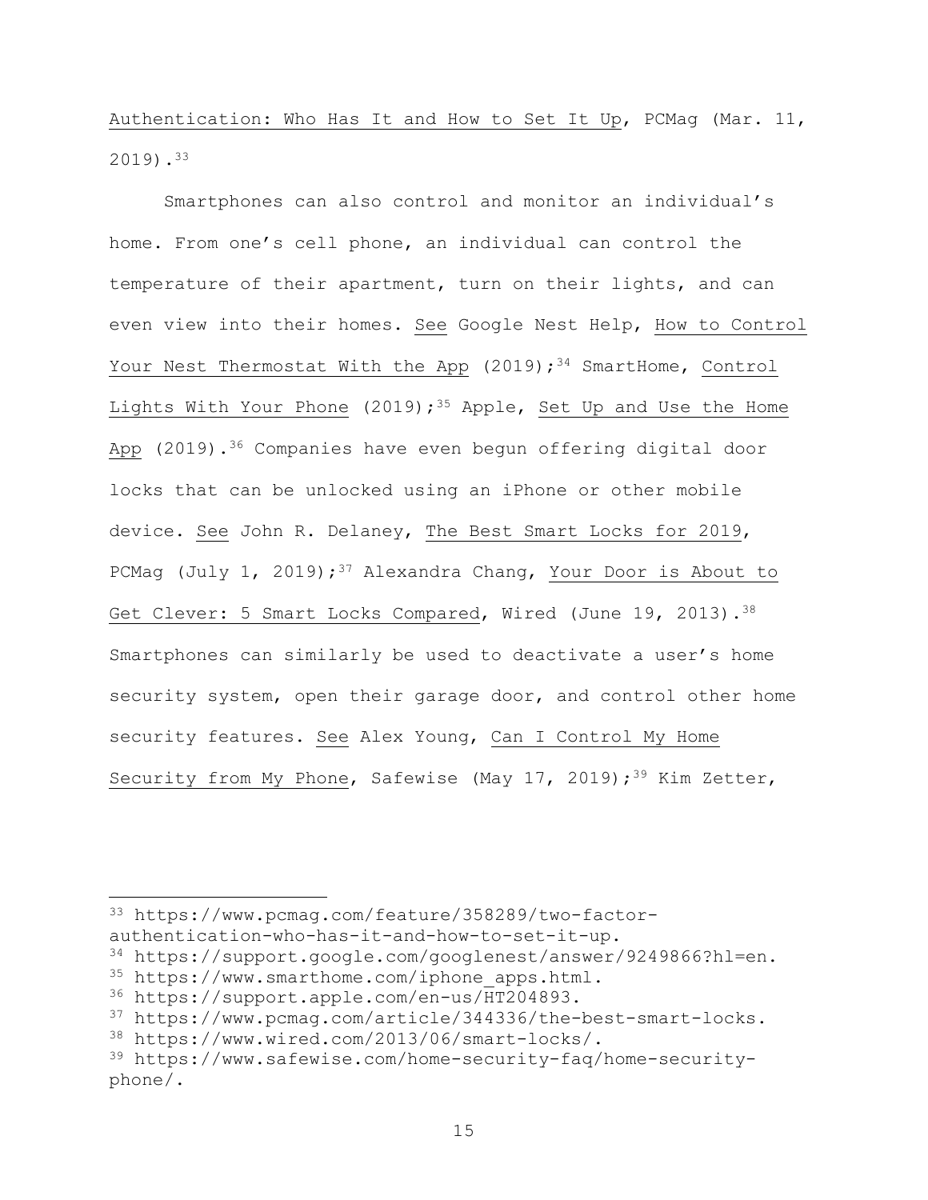Authentication: Who Has It and How to Set It Up, PCMag (Mar. 11, 2019).[33]

Smartphones can also control and monitor an individual's home. From one's cell phone, an individual can control the temperature of their apartment, turn on their lights, and can even view into their homes. See Google Nest Help, How to Control Your Nest Thermostat With the App (2019);[34] SmartHome, Control Lights With Your Phone (2019);[35] Apple, Set Up and Use the Home App (2019).[36] Companies have even begun offering digital door locks that can be unlocked using an iPhone or other mobile device. See John R. Delaney, The Best Smart Locks for 2019, PCMag (July 1, 2019);[37] Alexandra Chang, Your Door is About to Get Clever: 5 Smart Locks Compared, Wired (June 19, 2013).[38] Smartphones can similarly be used to deactivate a user's home security system, open their garage door, and control other home security features. See Alex Young, Can I Control My Home Security from My Phone, Safewise (May 17, 2019);[39] Kim Zetter,

---

[33] https://www.pcmag.com/feature/358289/two-factor-authentication-who-has-it-and-how-to-set-it-up.

[34] https://support.google.com/googlenest/answer/9249866?hl=en.

[35] https://www.smarthome.com/iphone_apps.html.

[36] https://support.apple.com/en-us/HT204893.

[37] https://www.pcmag.com/article/344336/the-best-smart-locks.

[38] https://www.wired.com/2013/06/smart-locks/.

[39] https://www.safewise.com/home-security-faq/home-security-phone/.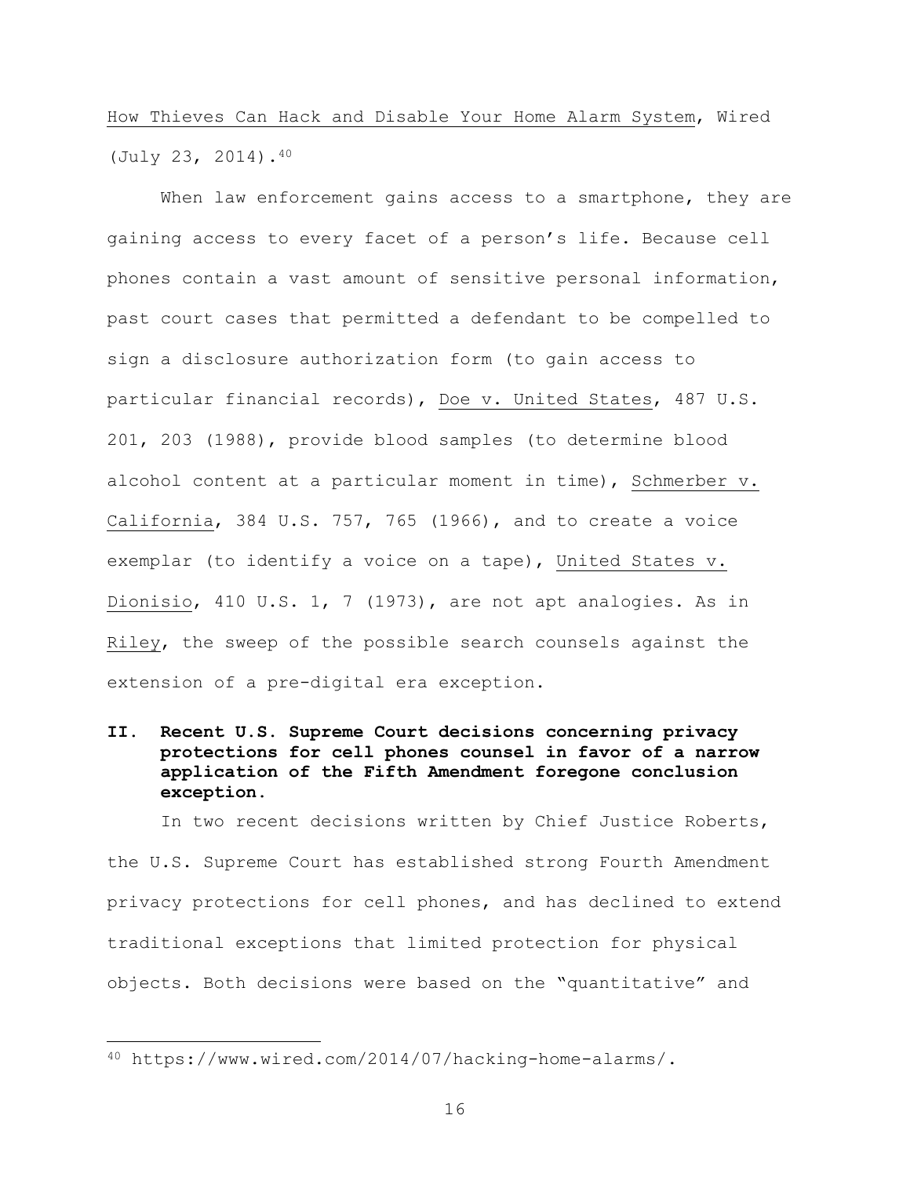How Thieves Can Hack and Disable Your Home Alarm System, Wired (July 23, 2014).[40]

When law enforcement gains access to a smartphone, they are gaining access to every facet of a person's life. Because cell phones contain a vast amount of sensitive personal information, past court cases that permitted a defendant to be compelled to sign a disclosure authorization form (to gain access to particular financial records), Doe v. United States, 487 U.S. 201, 203 (1988), provide blood samples (to determine blood alcohol content at a particular moment in time), Schmerber v. California, 384 U.S. 757, 765 (1966), and to create a voice exemplar (to identify a voice on a tape), United States v. Dionisio, 410 U.S. 1, 7 (1973), are not apt analogies. As in Riley, the sweep of the possible search counsels against the extension of a pre-digital era exception.

## II. Recent U.S. Supreme Court decisions concerning privacy protections for cell phones counsel in favor of a narrow application of the Fifth Amendment foregone conclusion exception.

In two recent decisions written by Chief Justice Roberts, the U.S. Supreme Court has established strong Fourth Amendment privacy protections for cell phones, and has declined to extend traditional exceptions that limited protection for physical objects. Both decisions were based on the "quantitative" and

[40] https://www.wired.com/2014/07/hacking-home-alarms/.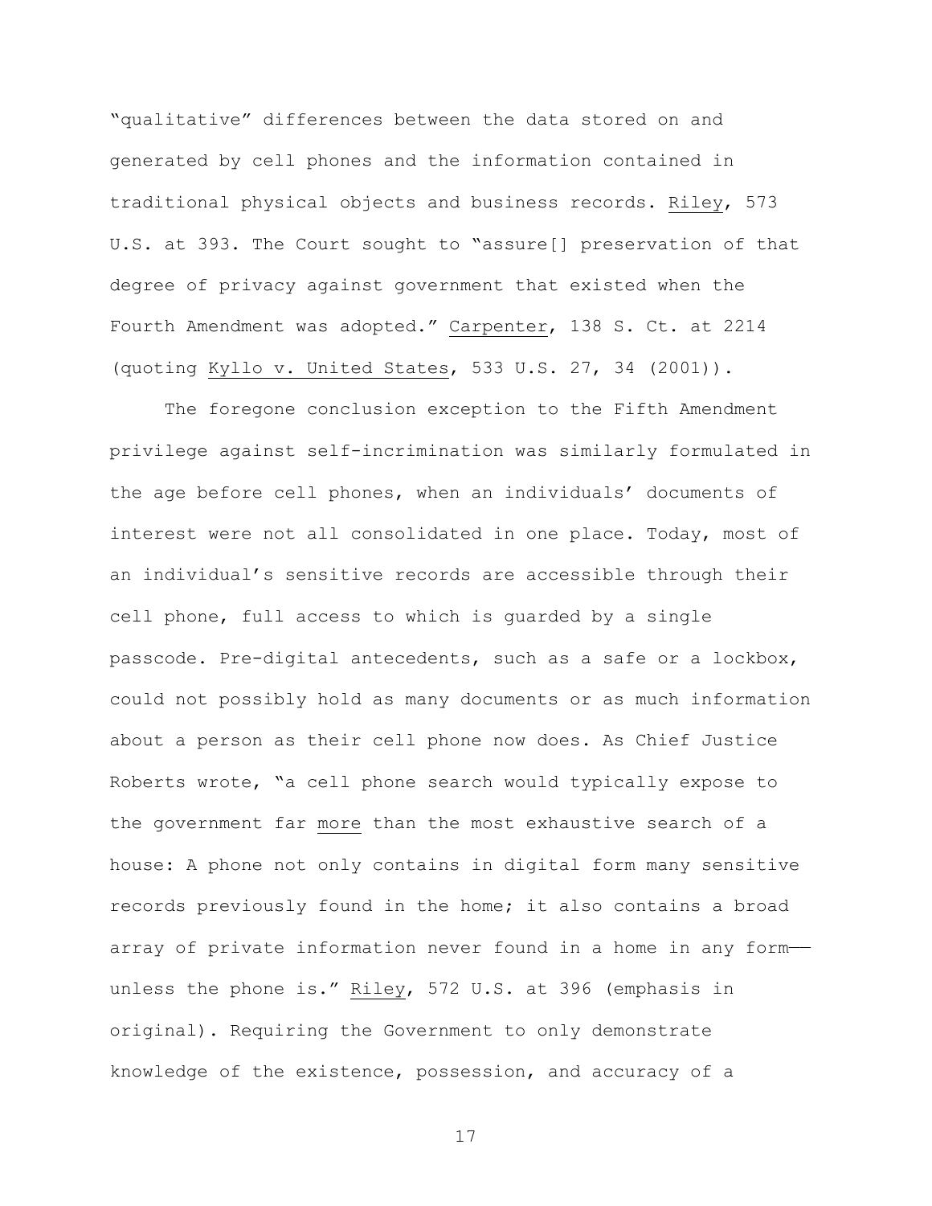"qualitative" differences between the data stored on and generated by cell phones and the information contained in traditional physical objects and business records. Riley, 573 U.S. at 393. The Court sought to "assure[] preservation of that degree of privacy against government that existed when the Fourth Amendment was adopted." Carpenter, 138 S. Ct. at 2214 (quoting Kyllo v. United States, 533 U.S. 27, 34 (2001)).

The foregone conclusion exception to the Fifth Amendment privilege against self-incrimination was similarly formulated in the age before cell phones, when an individuals' documents of interest were not all consolidated in one place. Today, most of an individual's sensitive records are accessible through their cell phone, full access to which is guarded by a single passcode. Pre-digital antecedents, such as a safe or a lockbox, could not possibly hold as many documents or as much information about a person as their cell phone now does. As Chief Justice Roberts wrote, "a cell phone search would typically expose to the government far more than the most exhaustive search of a house: A phone not only contains in digital form many sensitive records previously found in the home; it also contains a broad array of private information never found in a home in any form—unless the phone is." Riley, 572 U.S. at 396 (emphasis in original). Requiring the Government to only demonstrate knowledge of the existence, possession, and accuracy of a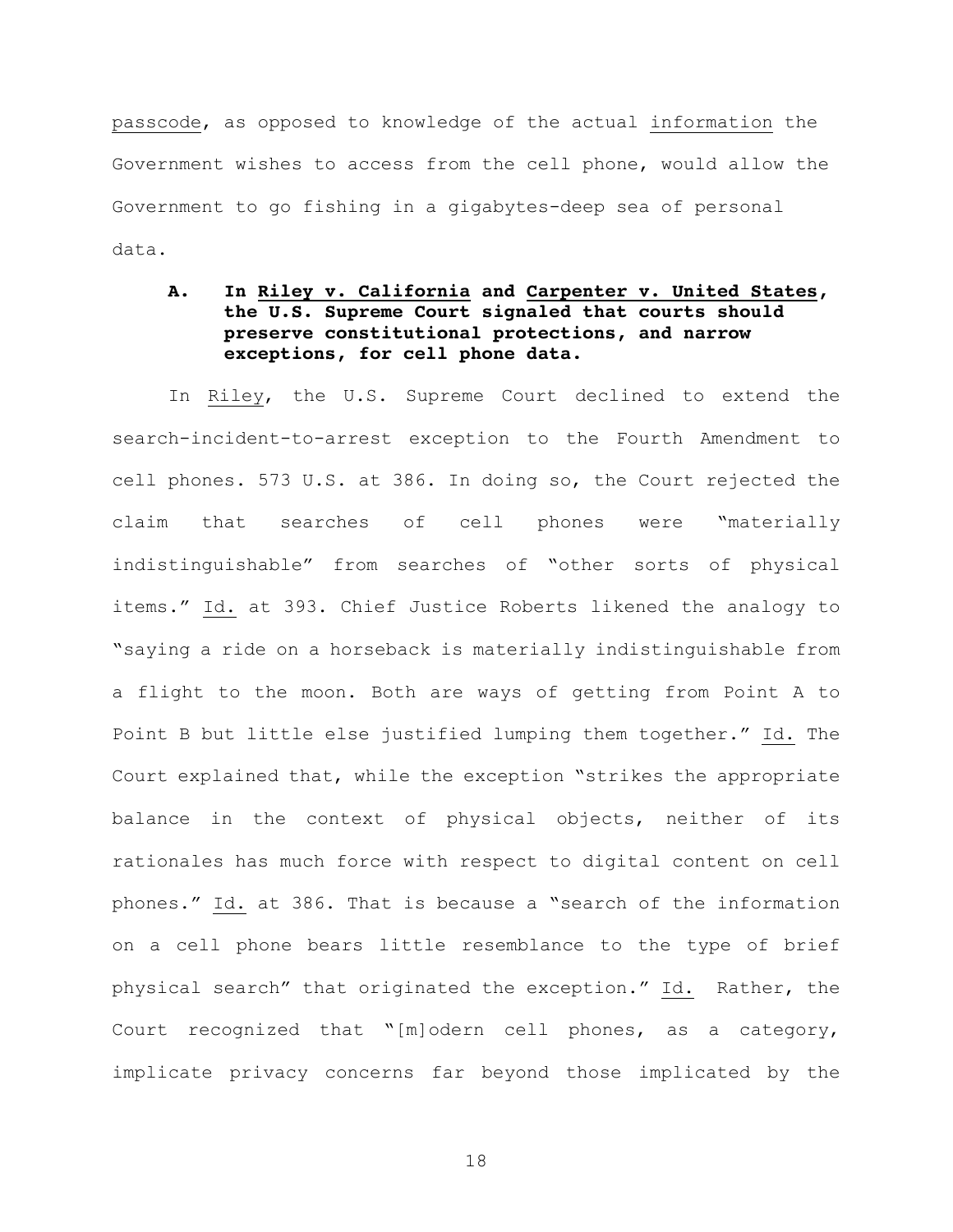passcode, as opposed to knowledge of the actual information the Government wishes to access from the cell phone, would allow the Government to go fishing in a gigabytes-deep sea of personal data.

### A. In Riley v. California and Carpenter v. United States, the U.S. Supreme Court signaled that courts should preserve constitutional protections, and narrow exceptions, for cell phone data.

In Riley, the U.S. Supreme Court declined to extend the search-incident-to-arrest exception to the Fourth Amendment to cell phones. 573 U.S. at 386. In doing so, the Court rejected the claim that searches of cell phones were "materially indistinguishable" from searches of "other sorts of physical items." Id. at 393. Chief Justice Roberts likened the analogy to "saying a ride on a horseback is materially indistinguishable from a flight to the moon. Both are ways of getting from Point A to Point B but little else justified lumping them together." Id. The Court explained that, while the exception "strikes the appropriate balance in the context of physical objects, neither of its rationales has much force with respect to digital content on cell phones." Id. at 386. That is because a "search of the information on a cell phone bears little resemblance to the type of brief physical search" that originated the exception." Id. Rather, the Court recognized that "[m]odern cell phones, as a category, implicate privacy concerns far beyond those implicated by the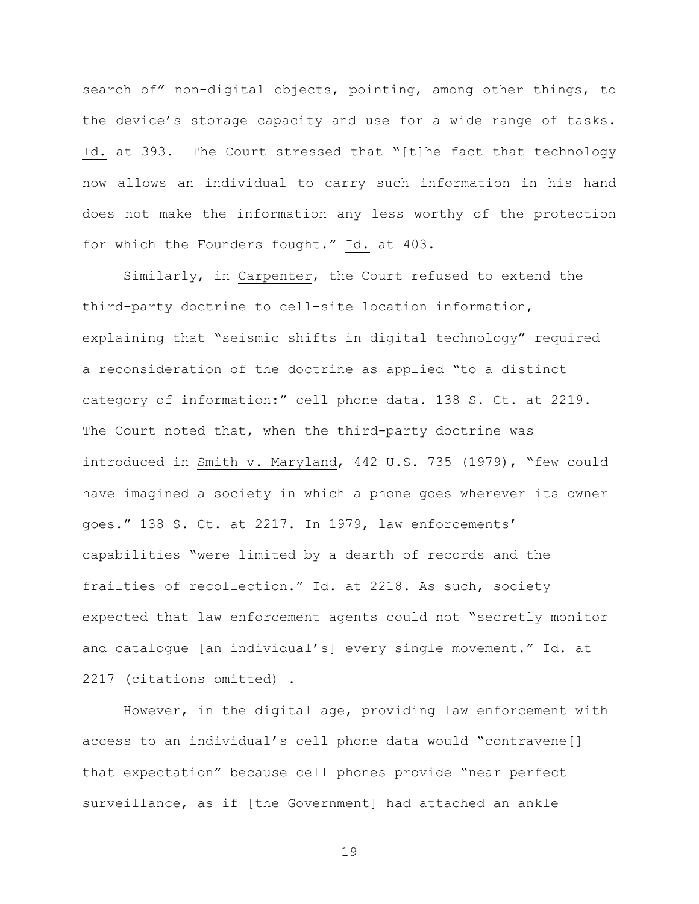search of" non-digital objects, pointing, among other things, to the device's storage capacity and use for a wide range of tasks. Id. at 393. The Court stressed that "[t]he fact that technology now allows an individual to carry such information in his hand does not make the information any less worthy of the protection for which the Founders fought." Id. at 403.

Similarly, in Carpenter, the Court refused to extend the third-party doctrine to cell-site location information, explaining that "seismic shifts in digital technology" required a reconsideration of the doctrine as applied "to a distinct category of information:" cell phone data. 138 S. Ct. at 2219. The Court noted that, when the third-party doctrine was introduced in Smith v. Maryland, 442 U.S. 735 (1979), "few could have imagined a society in which a phone goes wherever its owner goes." 138 S. Ct. at 2217. In 1979, law enforcements' capabilities "were limited by a dearth of records and the frailties of recollection." Id. at 2218. As such, society expected that law enforcement agents could not "secretly monitor and catalogue [an individual's] every single movement." Id. at 2217 (citations omitted) .

However, in the digital age, providing law enforcement with access to an individual's cell phone data would "contravene[] that expectation" because cell phones provide "near perfect surveillance, as if [the Government] had attached an ankle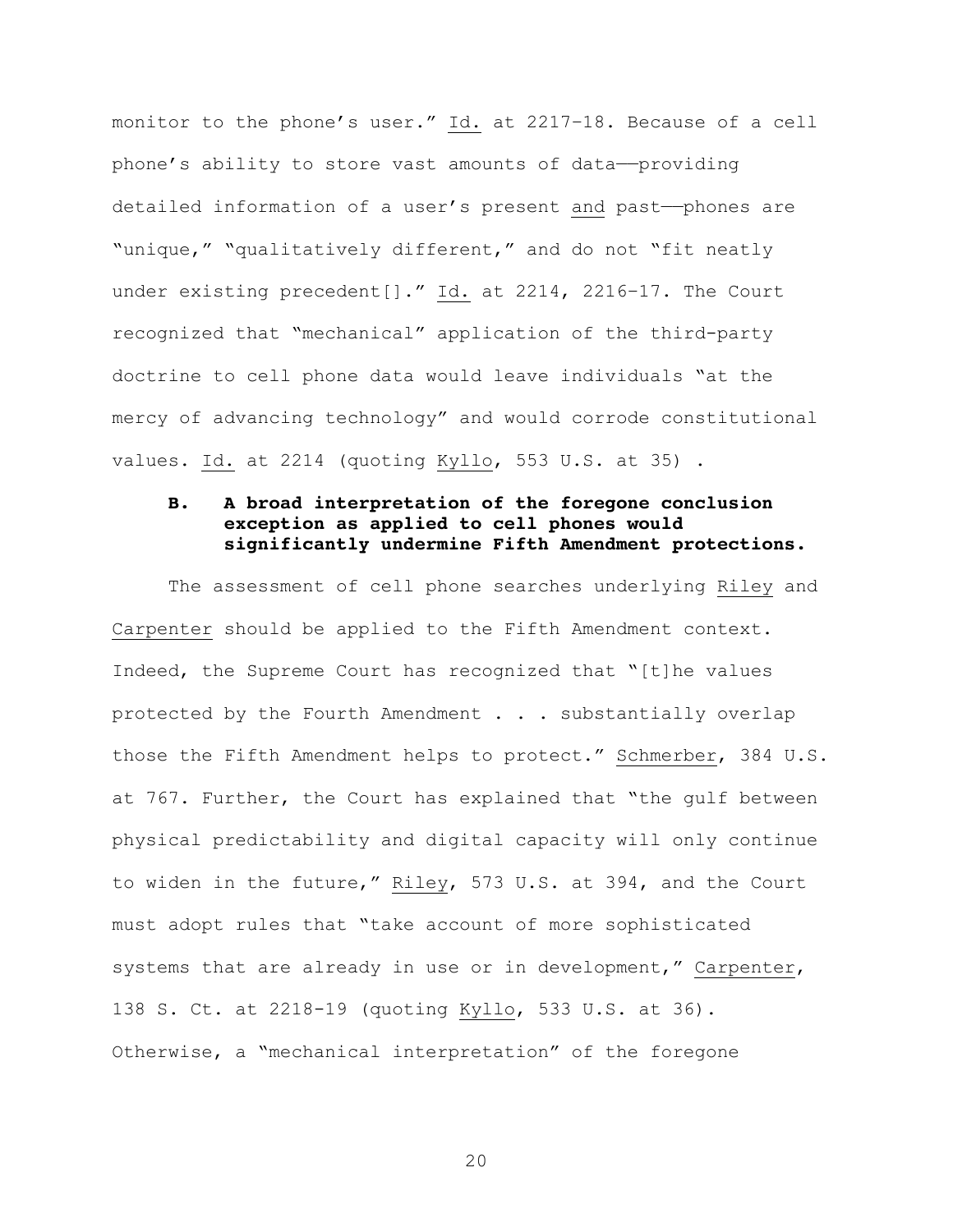monitor to the phone's user." Id. at 2217–18. Because of a cell phone's ability to store vast amounts of data——providing detailed information of a user's present and past——phones are "unique," "qualitatively different," and do not "fit neatly under existing precedent[]." Id. at 2214, 2216–17. The Court recognized that "mechanical" application of the third-party doctrine to cell phone data would leave individuals "at the mercy of advancing technology" and would corrode constitutional values. Id. at 2214 (quoting Kyllo, 553 U.S. at 35) .

### B. A broad interpretation of the foregone conclusion exception as applied to cell phones would significantly undermine Fifth Amendment protections.

The assessment of cell phone searches underlying Riley and Carpenter should be applied to the Fifth Amendment context. Indeed, the Supreme Court has recognized that "[t]he values protected by the Fourth Amendment . . . substantially overlap those the Fifth Amendment helps to protect." Schmerber, 384 U.S. at 767. Further, the Court has explained that "the gulf between physical predictability and digital capacity will only continue to widen in the future," Riley, 573 U.S. at 394, and the Court must adopt rules that "take account of more sophisticated systems that are already in use or in development," Carpenter, 138 S. Ct. at 2218-19 (quoting Kyllo, 533 U.S. at 36). Otherwise, a "mechanical interpretation" of the foregone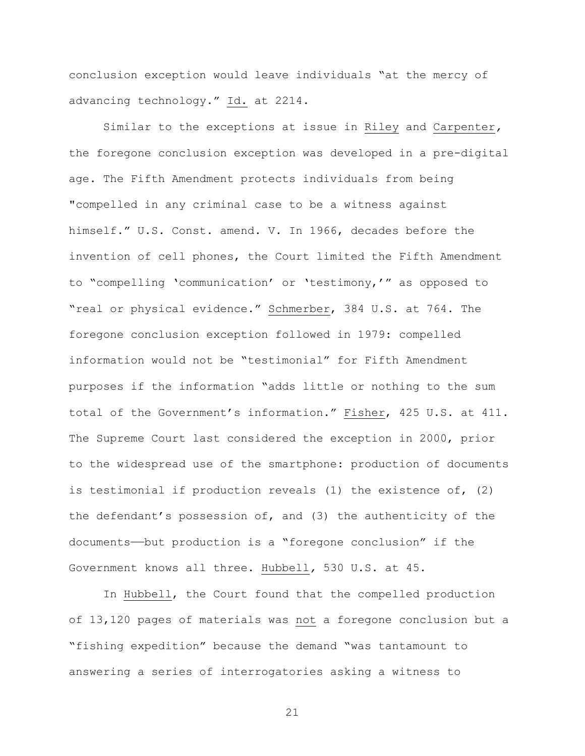conclusion exception would leave individuals "at the mercy of advancing technology." Id. at 2214.

Similar to the exceptions at issue in Riley and Carpenter, the foregone conclusion exception was developed in a pre-digital age. The Fifth Amendment protects individuals from being "compelled in any criminal case to be a witness against himself." U.S. Const. amend. V. In 1966, decades before the invention of cell phones, the Court limited the Fifth Amendment to "compelling 'communication' or 'testimony,'" as opposed to "real or physical evidence." Schmerber, 384 U.S. at 764. The foregone conclusion exception followed in 1979: compelled information would not be "testimonial" for Fifth Amendment purposes if the information "adds little or nothing to the sum total of the Government's information." Fisher, 425 U.S. at 411. The Supreme Court last considered the exception in 2000, prior to the widespread use of the smartphone: production of documents is testimonial if production reveals (1) the existence of, (2) the defendant's possession of, and (3) the authenticity of the documents——but production is a "foregone conclusion" if the Government knows all three. Hubbell, 530 U.S. at 45.

In Hubbell, the Court found that the compelled production of 13,120 pages of materials was not a foregone conclusion but a "fishing expedition" because the demand "was tantamount to answering a series of interrogatories asking a witness to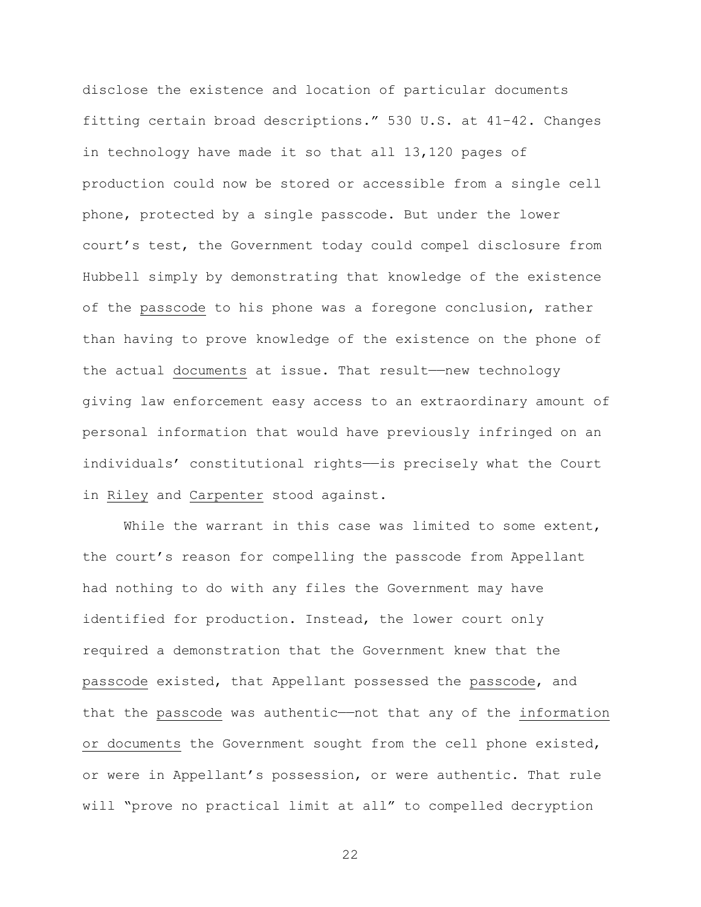disclose the existence and location of particular documents fitting certain broad descriptions." 530 U.S. at 41–42. Changes in technology have made it so that all 13,120 pages of production could now be stored or accessible from a single cell phone, protected by a single passcode. But under the lower court's test, the Government today could compel disclosure from Hubbell simply by demonstrating that knowledge of the existence of the passcode to his phone was a foregone conclusion, rather than having to prove knowledge of the existence on the phone of the actual documents at issue. That result—new technology giving law enforcement easy access to an extraordinary amount of personal information that would have previously infringed on an individuals' constitutional rights—is precisely what the Court in Riley and Carpenter stood against.

While the warrant in this case was limited to some extent, the court's reason for compelling the passcode from Appellant had nothing to do with any files the Government may have identified for production. Instead, the lower court only required a demonstration that the Government knew that the passcode existed, that Appellant possessed the passcode, and that the passcode was authentic—not that any of the information or documents the Government sought from the cell phone existed, or were in Appellant's possession, or were authentic. That rule will "prove no practical limit at all" to compelled decryption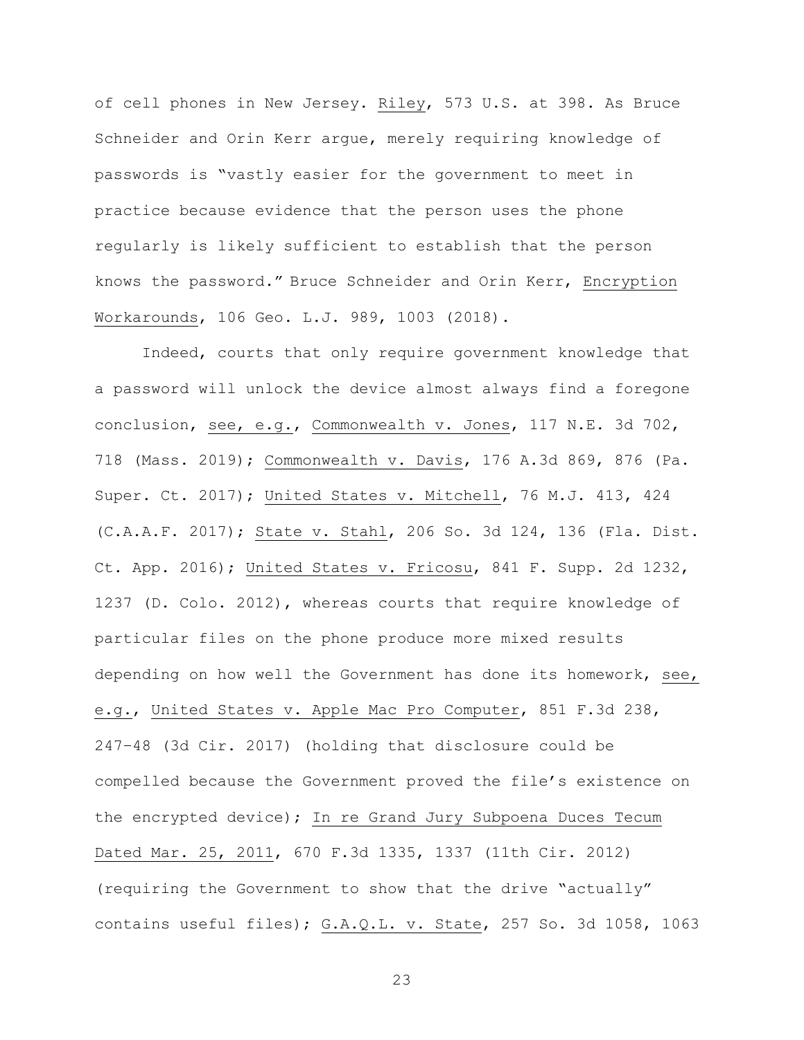of cell phones in New Jersey. Riley, 573 U.S. at 398. As Bruce Schneider and Orin Kerr argue, merely requiring knowledge of passwords is "vastly easier for the government to meet in practice because evidence that the person uses the phone regularly is likely sufficient to establish that the person knows the password." Bruce Schneider and Orin Kerr, Encryption Workarounds, 106 Geo. L.J. 989, 1003 (2018).

Indeed, courts that only require government knowledge that a password will unlock the device almost always find a foregone conclusion, see, e.g., Commonwealth v. Jones, 117 N.E. 3d 702, 718 (Mass. 2019); Commonwealth v. Davis, 176 A.3d 869, 876 (Pa. Super. Ct. 2017); United States v. Mitchell, 76 M.J. 413, 424 (C.A.A.F. 2017); State v. Stahl, 206 So. 3d 124, 136 (Fla. Dist. Ct. App. 2016); United States v. Fricosu, 841 F. Supp. 2d 1232, 1237 (D. Colo. 2012), whereas courts that require knowledge of particular files on the phone produce more mixed results depending on how well the Government has done its homework, see, e.g., United States v. Apple Mac Pro Computer, 851 F.3d 238, 247–48 (3d Cir. 2017) (holding that disclosure could be compelled because the Government proved the file's existence on the encrypted device); In re Grand Jury Subpoena Duces Tecum Dated Mar. 25, 2011, 670 F.3d 1335, 1337 (11th Cir. 2012) (requiring the Government to show that the drive "actually" contains useful files); G.A.Q.L. v. State, 257 So. 3d 1058, 1063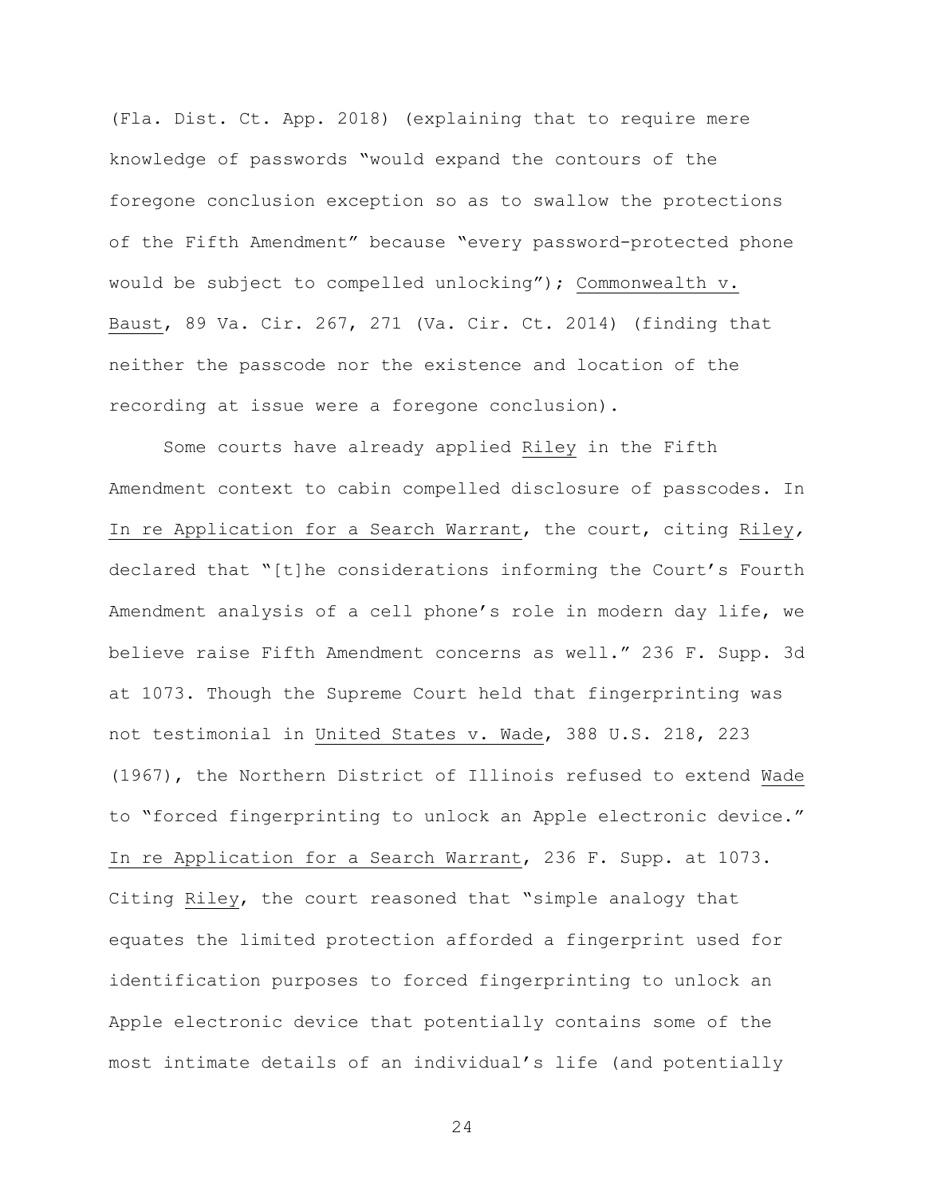(Fla. Dist. Ct. App. 2018) (explaining that to require mere knowledge of passwords "would expand the contours of the foregone conclusion exception so as to swallow the protections of the Fifth Amendment" because "every password-protected phone would be subject to compelled unlocking"); Commonwealth v. Baust, 89 Va. Cir. 267, 271 (Va. Cir. Ct. 2014) (finding that neither the passcode nor the existence and location of the recording at issue were a foregone conclusion).

Some courts have already applied Riley in the Fifth Amendment context to cabin compelled disclosure of passcodes. In In re Application for a Search Warrant, the court, citing Riley, declared that "[t]he considerations informing the Court's Fourth Amendment analysis of a cell phone's role in modern day life, we believe raise Fifth Amendment concerns as well." 236 F. Supp. 3d at 1073. Though the Supreme Court held that fingerprinting was not testimonial in United States v. Wade, 388 U.S. 218, 223 (1967), the Northern District of Illinois refused to extend Wade to "forced fingerprinting to unlock an Apple electronic device." In re Application for a Search Warrant, 236 F. Supp. at 1073. Citing Riley, the court reasoned that "simple analogy that equates the limited protection afforded a fingerprint used for identification purposes to forced fingerprinting to unlock an Apple electronic device that potentially contains some of the most intimate details of an individual's life (and potentially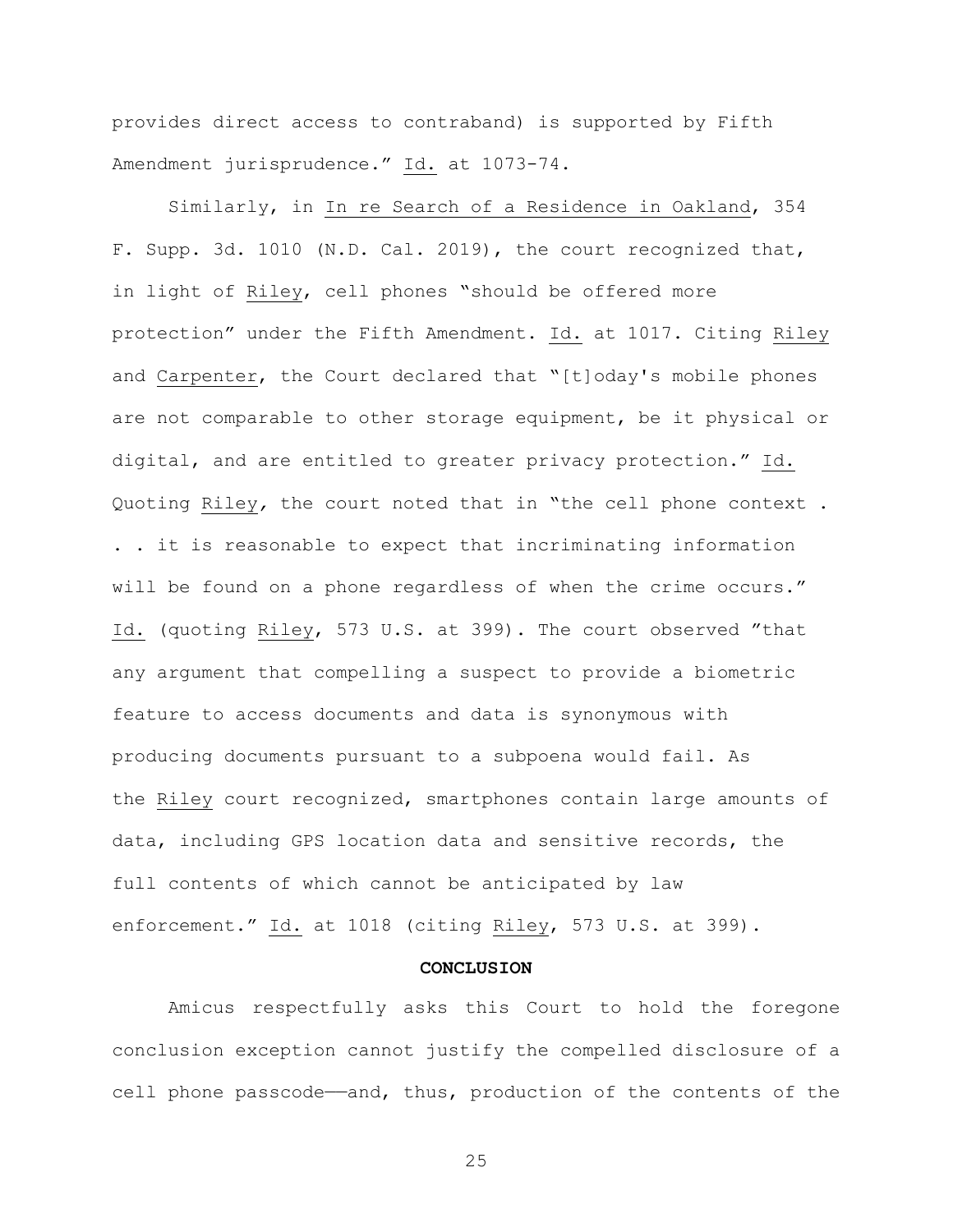provides direct access to contraband) is supported by Fifth Amendment jurisprudence." Id. at 1073-74.

Similarly, in In re Search of a Residence in Oakland, 354 F. Supp. 3d. 1010 (N.D. Cal. 2019), the court recognized that, in light of Riley, cell phones "should be offered more protection" under the Fifth Amendment. Id. at 1017. Citing Riley and Carpenter, the Court declared that "[t]oday's mobile phones are not comparable to other storage equipment, be it physical or digital, and are entitled to greater privacy protection." Id. Quoting Riley, the court noted that in "the cell phone context . . . it is reasonable to expect that incriminating information will be found on a phone regardless of when the crime occurs." Id. (quoting Riley, 573 U.S. at 399). The court observed "that any argument that compelling a suspect to provide a biometric feature to access documents and data is synonymous with producing documents pursuant to a subpoena would fail. As the Riley court recognized, smartphones contain large amounts of data, including GPS location data and sensitive records, the full contents of which cannot be anticipated by law enforcement." Id. at 1018 (citing Riley, 573 U.S. at 399).

**CONCLUSION**

Amicus respectfully asks this Court to hold the foregone conclusion exception cannot justify the compelled disclosure of a cell phone passcode——and, thus, production of the contents of the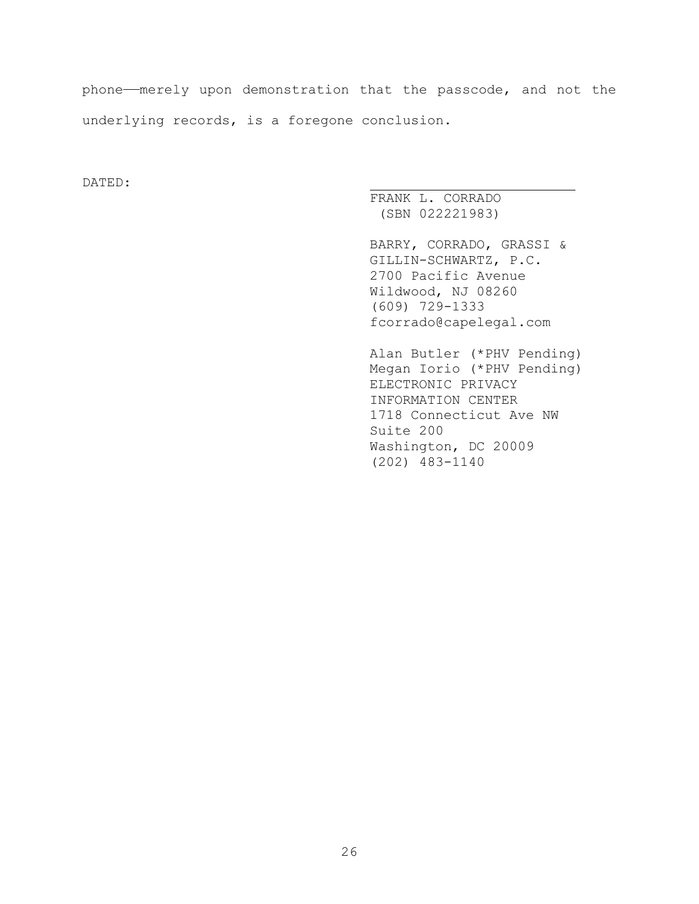phone——merely upon demonstration that the passcode, and not the underlying records, is a foregone conclusion.

DATED: \_\_\_\_\_\_\_\_\_\_\_\_\_\_\_\_\_\_\_\_\_\_\_\_\_\_

FRANK L. CORRADO
(SBN 022221983)

BARRY, CORRADO, GRASSI &
GILLIN-SCHWARTZ, P.C.
2700 Pacific Avenue
Wildwood, NJ 08260
(609) 729-1333
fcorrado@capelegal.com

Alan Butler (*PHV Pending)
Megan Iorio (*PHV Pending)
ELECTRONIC PRIVACY
INFORMATION CENTER
1718 Connecticut Ave NW
Suite 200
Washington, DC 20009
(202) 483-1140